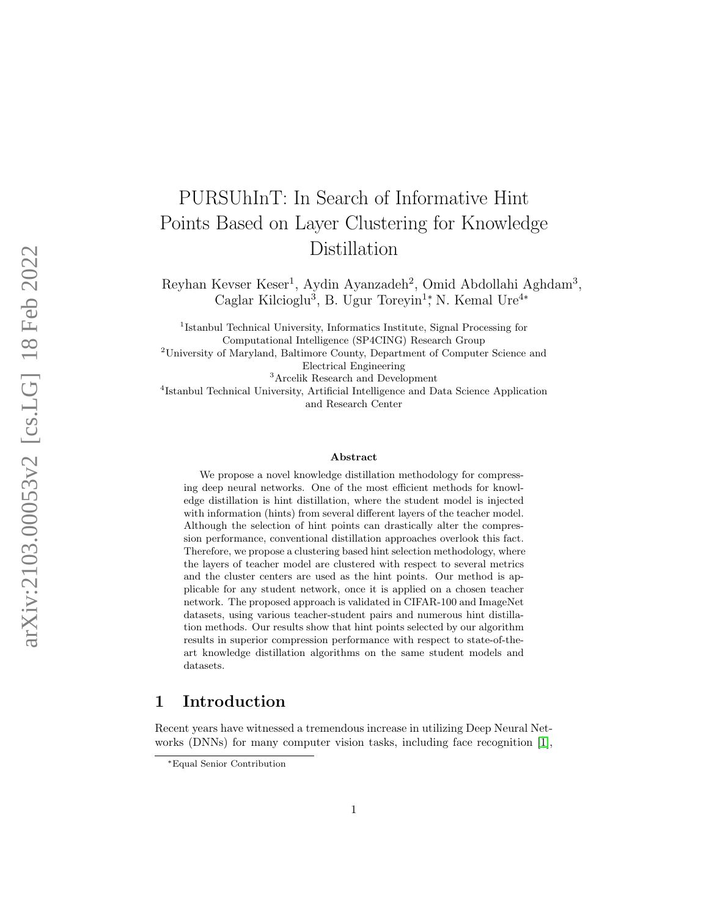# PURSUhInT: In Search of Informative Hint Points Based on Layer Clustering for Knowledge Distillation

Reyhan Kevser Keser[1], Aydin Ayanzadeh[2], Omid Abdollahi Aghdam[3], Caglar Kilcioglu[3], B. Ugur Toreyin[1*], N. Kemal Ure[4*]

[1]Istanbul Technical University, Informatics Institute, Signal Processing for Computational Intelligence (SP4CING) Research Group

[2]University of Maryland, Baltimore County, Department of Computer Science and Electrical Engineering

[3]Arcelik Research and Development

[4]Istanbul Technical University, Artificial Intelligence and Data Science Application and Research Center

### Abstract

We propose a novel knowledge distillation methodology for compressing deep neural networks. One of the most efficient methods for knowledge distillation is hint distillation, where the student model is injected with information (hints) from several different layers of the teacher model. Although the selection of hint points can drastically alter the compression performance, conventional distillation approaches overlook this fact. Therefore, we propose a clustering based hint selection methodology, where the layers of teacher model are clustered with respect to several metrics and the cluster centers are used as the hint points. Our method is applicable for any student network, once it is applied on a chosen teacher network. The proposed approach is validated in CIFAR-100 and ImageNet datasets, using various teacher-student pairs and numerous hint distillation methods. Our results show that hint points selected by our algorithm results in superior compression performance with respect to state-of-the-art knowledge distillation algorithms on the same student models and datasets.

## 1 Introduction

Recent years have witnessed a tremendous increase in utilizing Deep Neural Networks (DNNs) for many computer vision tasks, including face recognition [1],

[*]Equal Senior Contribution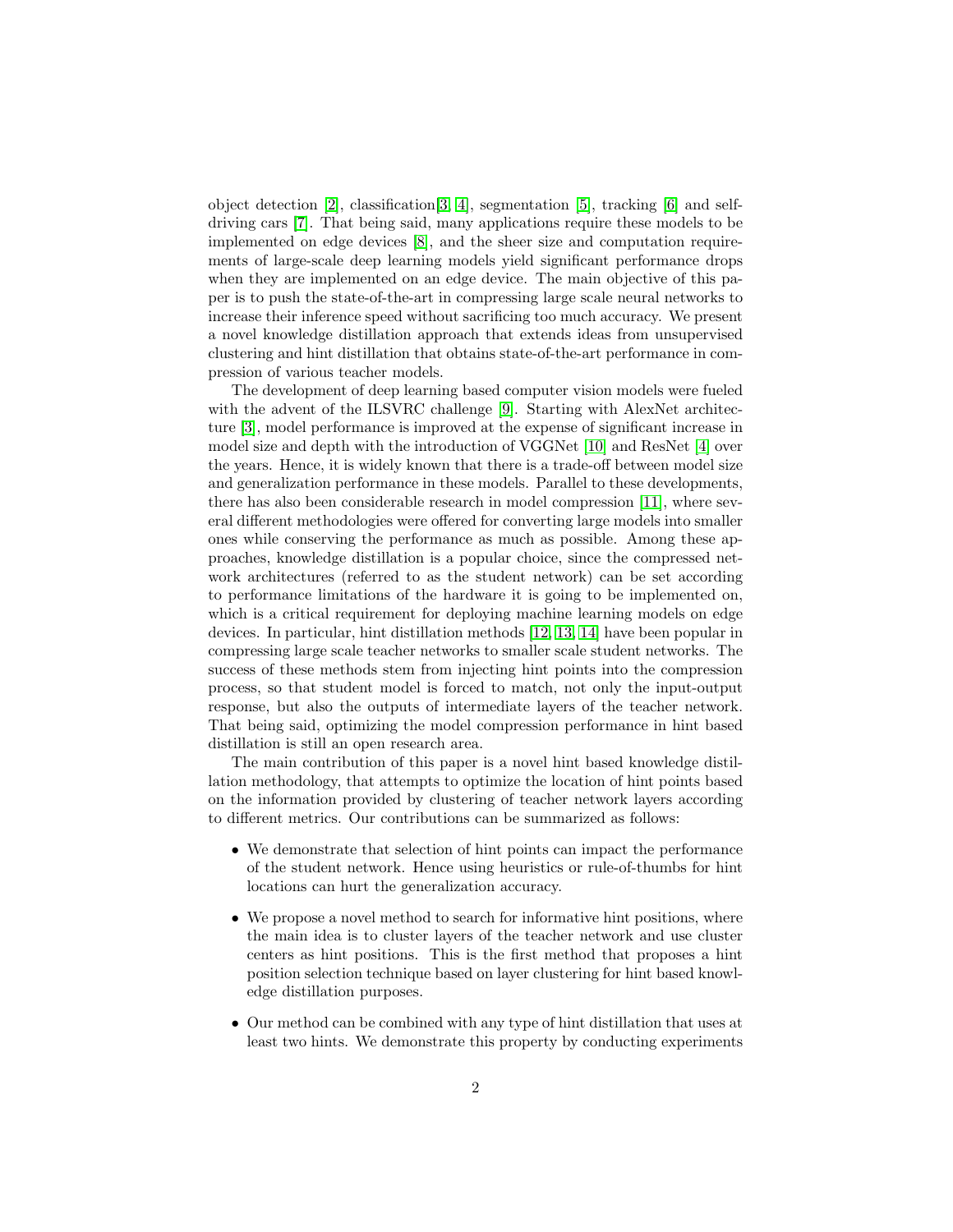object detection [2], classification[3, 4], segmentation [5], tracking [6] and self-driving cars [7]. That being said, many applications require these models to be implemented on edge devices [8], and the sheer size and computation requirements of large-scale deep learning models yield significant performance drops when they are implemented on an edge device. The main objective of this paper is to push the state-of-the-art in compressing large scale neural networks to increase their inference speed without sacrificing too much accuracy. We present a novel knowledge distillation approach that extends ideas from unsupervised clustering and hint distillation that obtains state-of-the-art performance in compression of various teacher models.

The development of deep learning based computer vision models were fueled with the advent of the ILSVRC challenge [9]. Starting with AlexNet architecture [3], model performance is improved at the expense of significant increase in model size and depth with the introduction of VGGNet [10] and ResNet [4] over the years. Hence, it is widely known that there is a trade-off between model size and generalization performance in these models. Parallel to these developments, there has also been considerable research in model compression [11], where several different methodologies were offered for converting large models into smaller ones while conserving the performance as much as possible. Among these approaches, knowledge distillation is a popular choice, since the compressed network architectures (referred to as the student network) can be set according to performance limitations of the hardware it is going to be implemented on, which is a critical requirement for deploying machine learning models on edge devices. In particular, hint distillation methods [12, 13, 14] have been popular in compressing large scale teacher networks to smaller scale student networks. The success of these methods stem from injecting hint points into the compression process, so that student model is forced to match, not only the input-output response, but also the outputs of intermediate layers of the teacher network. That being said, optimizing the model compression performance in hint based distillation is still an open research area.

The main contribution of this paper is a novel hint based knowledge distillation methodology, that attempts to optimize the location of hint points based on the information provided by clustering of teacher network layers according to different metrics. Our contributions can be summarized as follows:

- We demonstrate that selection of hint points can impact the performance of the student network. Hence using heuristics or rule-of-thumbs for hint locations can hurt the generalization accuracy.
- We propose a novel method to search for informative hint positions, where the main idea is to cluster layers of the teacher network and use cluster centers as hint positions. This is the first method that proposes a hint position selection technique based on layer clustering for hint based knowledge distillation purposes.
- Our method can be combined with any type of hint distillation that uses at least two hints. We demonstrate this property by conducting experiments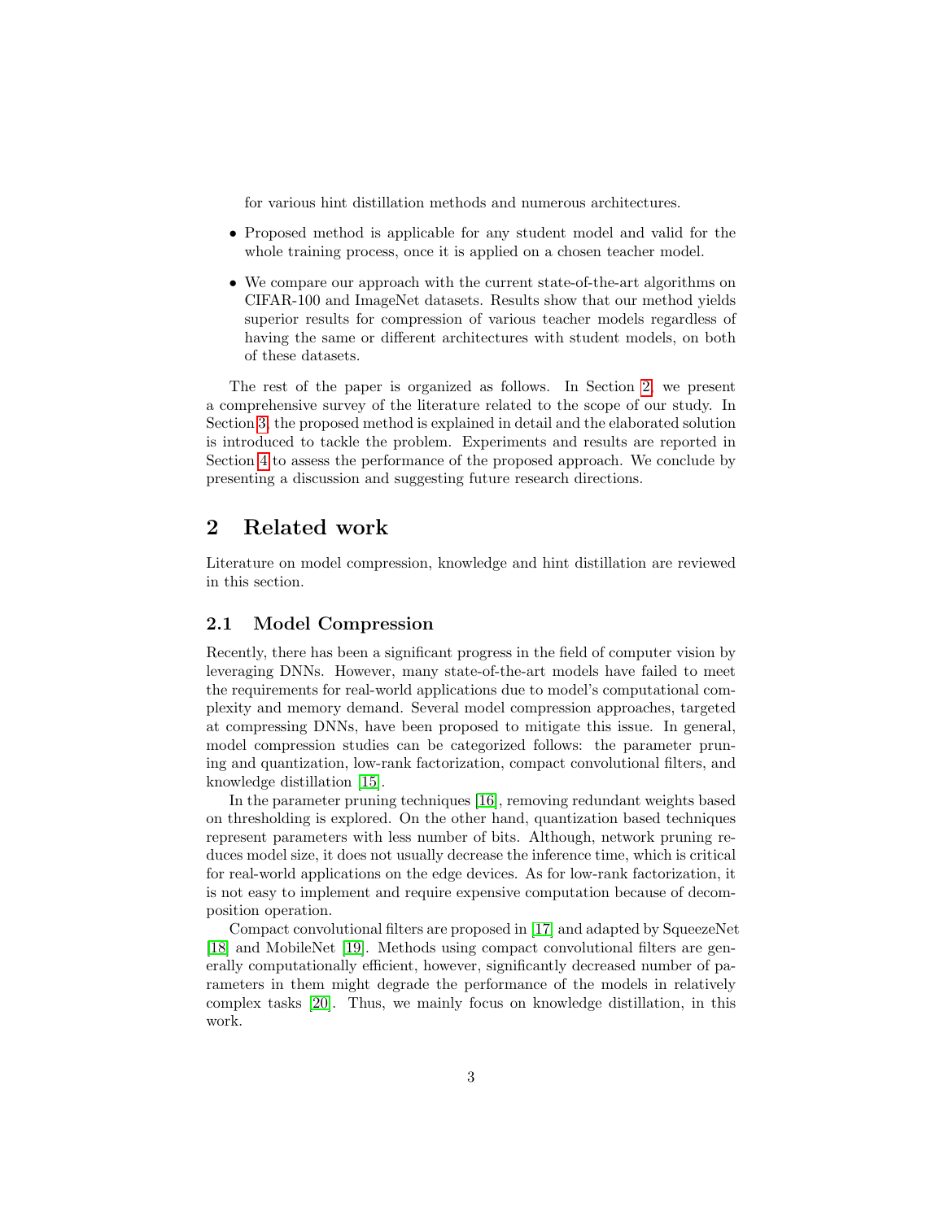for various hint distillation methods and numerous architectures.

- Proposed method is applicable for any student model and valid for the whole training process, once it is applied on a chosen teacher model.
- We compare our approach with the current state-of-the-art algorithms on CIFAR-100 and ImageNet datasets. Results show that our method yields superior results for compression of various teacher models regardless of having the same or different architectures with student models, on both of these datasets.

The rest of the paper is organized as follows. In Section 2, we present a comprehensive survey of the literature related to the scope of our study. In Section 3, the proposed method is explained in detail and the elaborated solution is introduced to tackle the problem. Experiments and results are reported in Section 4 to assess the performance of the proposed approach. We conclude by presenting a discussion and suggesting future research directions.

# 2 Related work

Literature on model compression, knowledge and hint distillation are reviewed in this section.

## 2.1 Model Compression

Recently, there has been a significant progress in the field of computer vision by leveraging DNNs. However, many state-of-the-art models have failed to meet the requirements for real-world applications due to model's computational complexity and memory demand. Several model compression approaches, targeted at compressing DNNs, have been proposed to mitigate this issue. In general, model compression studies can be categorized follows: the parameter pruning and quantization, low-rank factorization, compact convolutional filters, and knowledge distillation [15].

In the parameter pruning techniques [16], removing redundant weights based on thresholding is explored. On the other hand, quantization based techniques represent parameters with less number of bits. Although, network pruning reduces model size, it does not usually decrease the inference time, which is critical for real-world applications on the edge devices. As for low-rank factorization, it is not easy to implement and require expensive computation because of decomposition operation.

Compact convolutional filters are proposed in [17] and adapted by SqueezeNet [18] and MobileNet [19]. Methods using compact convolutional filters are generally computationally efficient, however, significantly decreased number of parameters in them might degrade the performance of the models in relatively complex tasks [20]. Thus, we mainly focus on knowledge distillation, in this work.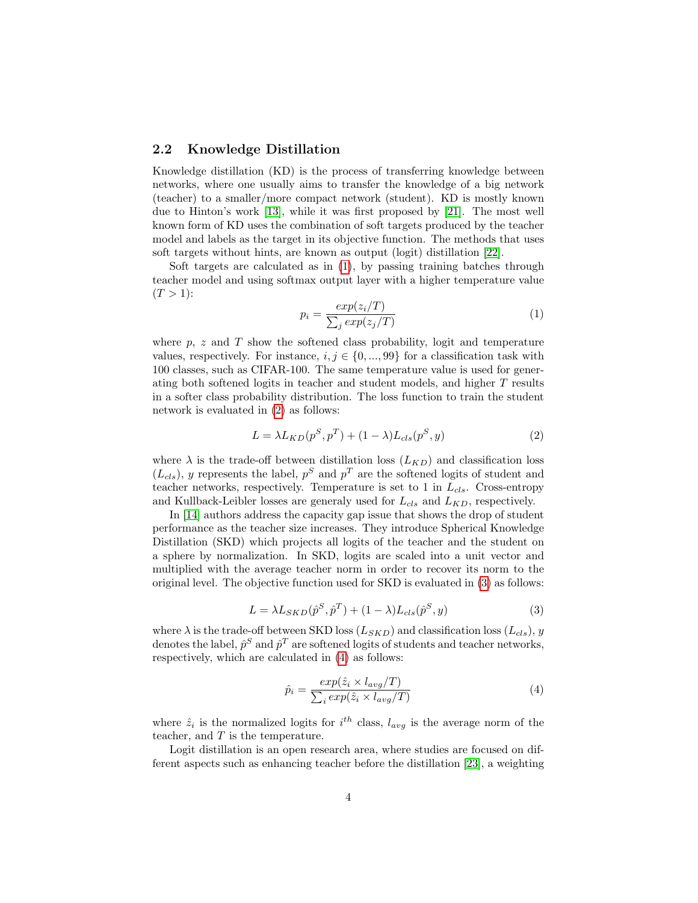### 2.2 Knowledge Distillation

Knowledge distillation (KD) is the process of transferring knowledge between networks, where one usually aims to transfer the knowledge of a big network (teacher) to a smaller/more compact network (student). KD is mostly known due to Hinton's work [13], while it was first proposed by [21]. The most well known form of KD uses the combination of soft targets produced by the teacher model and labels as the target in its objective function. The methods that uses soft targets without hints, are known as output (logit) distillation [22].

Soft targets are calculated as in (1), by passing training batches through teacher model and using softmax output layer with a higher temperature value ($T > 1$):

$$p_i = \frac{exp(z_i/T)}{\sum_j exp(z_j/T)} \tag{1}$$

where $p$, $z$ and $T$ show the softened class probability, logit and temperature values, respectively. For instance, $i, j \in \{0, ..., 99\}$ for a classification task with 100 classes, such as CIFAR-100. The same temperature value is used for generating both softened logits in teacher and student models, and higher $T$ results in a softer class probability distribution. The loss function to train the student network is evaluated in (2) as follows:

$$L = \lambda L_{KD}(p^S, p^T) + (1 - \lambda) L_{cls}(p^S, y) \tag{2}$$

where $\lambda$ is the trade-off between distillation loss ($L_{KD}$) and classification loss ($L_{cls}$), $y$ represents the label, $p^S$ and $p^T$ are the softened logits of student and teacher networks, respectively. Temperature is set to 1 in $L_{cls}$. Cross-entropy and Kullback-Leibler losses are generaly used for $L_{cls}$ and $L_{KD}$, respectively.

In [14] authors address the capacity gap issue that shows the drop of student performance as the teacher size increases. They introduce Spherical Knowledge Distillation (SKD) which projects all logits of the teacher and the student on a sphere by normalization. In SKD, logits are scaled into a unit vector and multiplied with the average teacher norm in order to recover its norm to the original level. The objective function used for SKD is evaluated in (3) as follows:

$$L = \lambda L_{SKD}(\hat{p}^S, \hat{p}^T) + (1 - \lambda) L_{cls}(\hat{p}^S, y) \tag{3}$$

where $\lambda$ is the trade-off between SKD loss ($L_{SKD}$) and classification loss ($L_{cls}$), $y$ denotes the label, $\hat{p}^S$ and $\hat{p}^T$ are softened logits of students and teacher networks, respectively, which are calculated in (4) as follows:

$$\hat{p}_i = \frac{exp(\hat{z}_i \times l_{avg}/T)}{\sum_i exp(\hat{z}_i \times l_{avg}/T)} \tag{4}$$

where $\hat{z}_i$ is the normalized logits for $i^{th}$ class, $l_{avg}$ is the average norm of the teacher, and $T$ is the temperature.

Logit distillation is an open research area, where studies are focused on different aspects such as enhancing teacher before the distillation [23], a weighting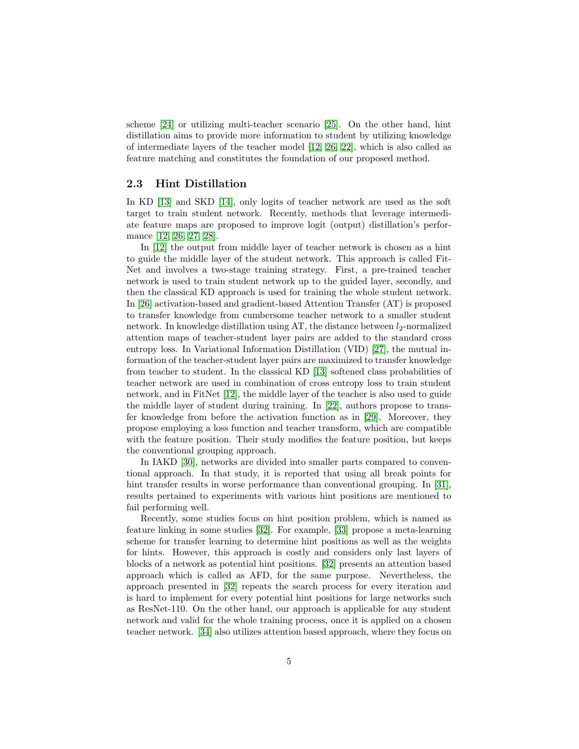scheme [24] or utilizing multi-teacher scenario [25]. On the other hand, hint distillation aims to provide more information to student by utilizing knowledge of intermediate layers of the teacher model [12, 26, 22], which is also called as feature matching and constitutes the foundation of our proposed method.

### 2.3 Hint Distillation

In KD [13] and SKD [14], only logits of teacher network are used as the soft target to train student network. Recently, methods that leverage intermediate feature maps are proposed to improve logit (output) distillation's performance [12, 26, 27, 28].

In [12] the output from middle layer of teacher network is chosen as a hint to guide the middle layer of the student network. This approach is called FitNet and involves a two-stage training strategy. First, a pre-trained teacher network is used to train student network up to the guided layer, secondly, and then the classical KD approach is used for training the whole student network. In [26] activation-based and gradient-based Attention Transfer (AT) is proposed to transfer knowledge from cumbersome teacher network to a smaller student network. In knowledge distillation using AT, the distance between $l_2$-normalized attention maps of teacher-student layer pairs are added to the standard cross entropy loss. In Variational Information Distillation (VID) [27], the mutual information of the teacher-student layer pairs are maximized to transfer knowledge from teacher to student. In the classical KD [13] softened class probabilities of teacher network are used in combination of cross entropy loss to train student network, and in FitNet [12], the middle layer of the teacher is also used to guide the middle layer of student during training. In [22], authors propose to transfer knowledge from before the activation function as in [29]. Moreover, they propose employing a loss function and teacher transform, which are compatible with the feature position. Their study modifies the feature position, but keeps the conventional grouping approach.

In IAKD [30], networks are divided into smaller parts compared to conventional approach. In that study, it is reported that using all break points for hint transfer results in worse performance than conventional grouping. In [31], results pertained to experiments with various hint positions are mentioned to fail performing well.

Recently, some studies focus on hint position problem, which is named as feature linking in some studies [32]. For example, [33] propose a meta-learning scheme for transfer learning to determine hint positions as well as the weights for hints. However, this approach is costly and considers only last layers of blocks of a network as potential hint positions. [32] presents an attention based approach which is called as AFD, for the same purpose. Nevertheless, the approach presented in [32] repeats the search process for every iteration and is hard to implement for every potential hint positions for large networks such as ResNet-110. On the other hand, our approach is applicable for any student network and valid for the whole training process, once it is applied on a chosen teacher network. [34] also utilizes attention based approach, where they focus on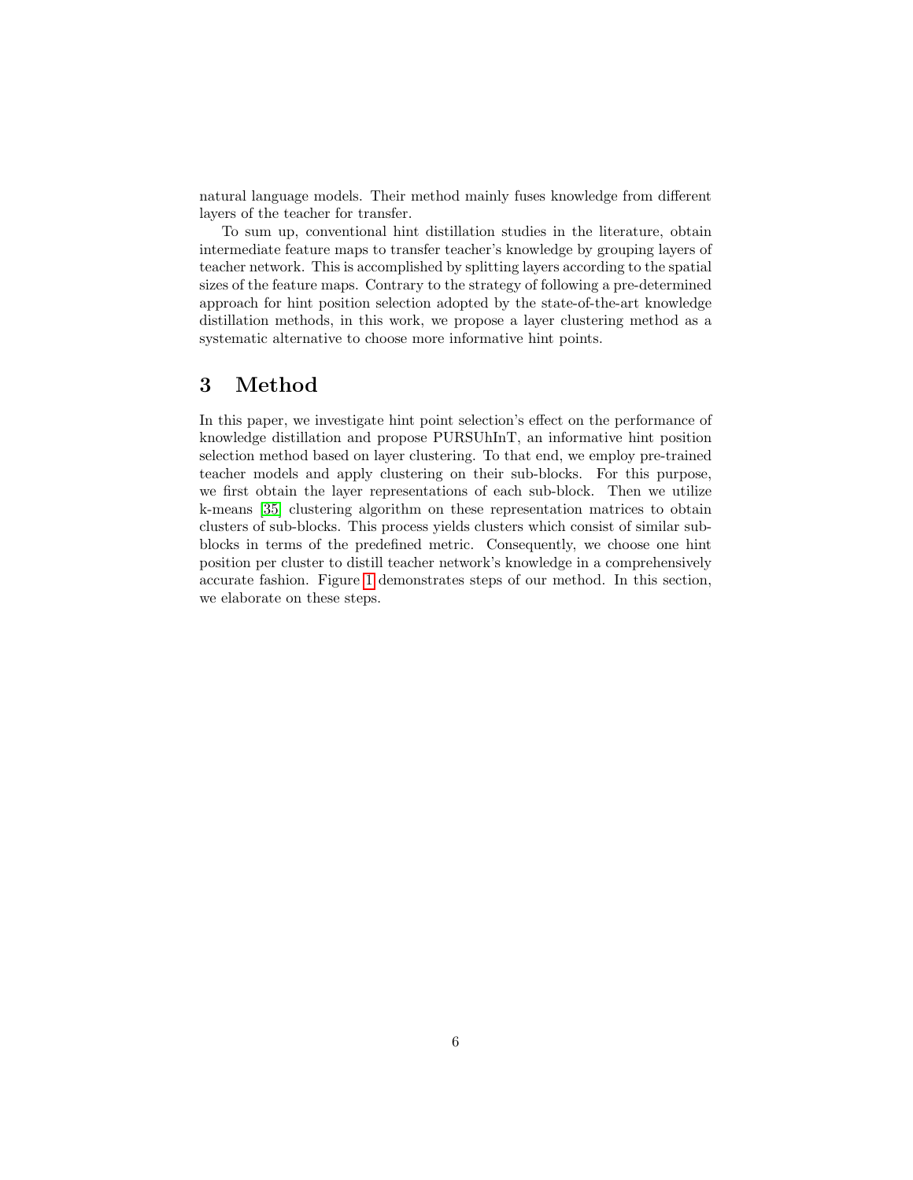natural language models. Their method mainly fuses knowledge from different layers of the teacher for transfer.

To sum up, conventional hint distillation studies in the literature, obtain intermediate feature maps to transfer teacher's knowledge by grouping layers of teacher network. This is accomplished by splitting layers according to the spatial sizes of the feature maps. Contrary to the strategy of following a pre-determined approach for hint position selection adopted by the state-of-the-art knowledge distillation methods, in this work, we propose a layer clustering method as a systematic alternative to choose more informative hint points.

# 3 Method

In this paper, we investigate hint point selection's effect on the performance of knowledge distillation and propose PURSUhInT, an informative hint position selection method based on layer clustering. To that end, we employ pre-trained teacher models and apply clustering on their sub-blocks. For this purpose, we first obtain the layer representations of each sub-block. Then we utilize k-means [35] clustering algorithm on these representation matrices to obtain clusters of sub-blocks. This process yields clusters which consist of similar sub-blocks in terms of the predefined metric. Consequently, we choose one hint position per cluster to distill teacher network's knowledge in a comprehensively accurate fashion. Figure 1 demonstrates steps of our method. In this section, we elaborate on these steps.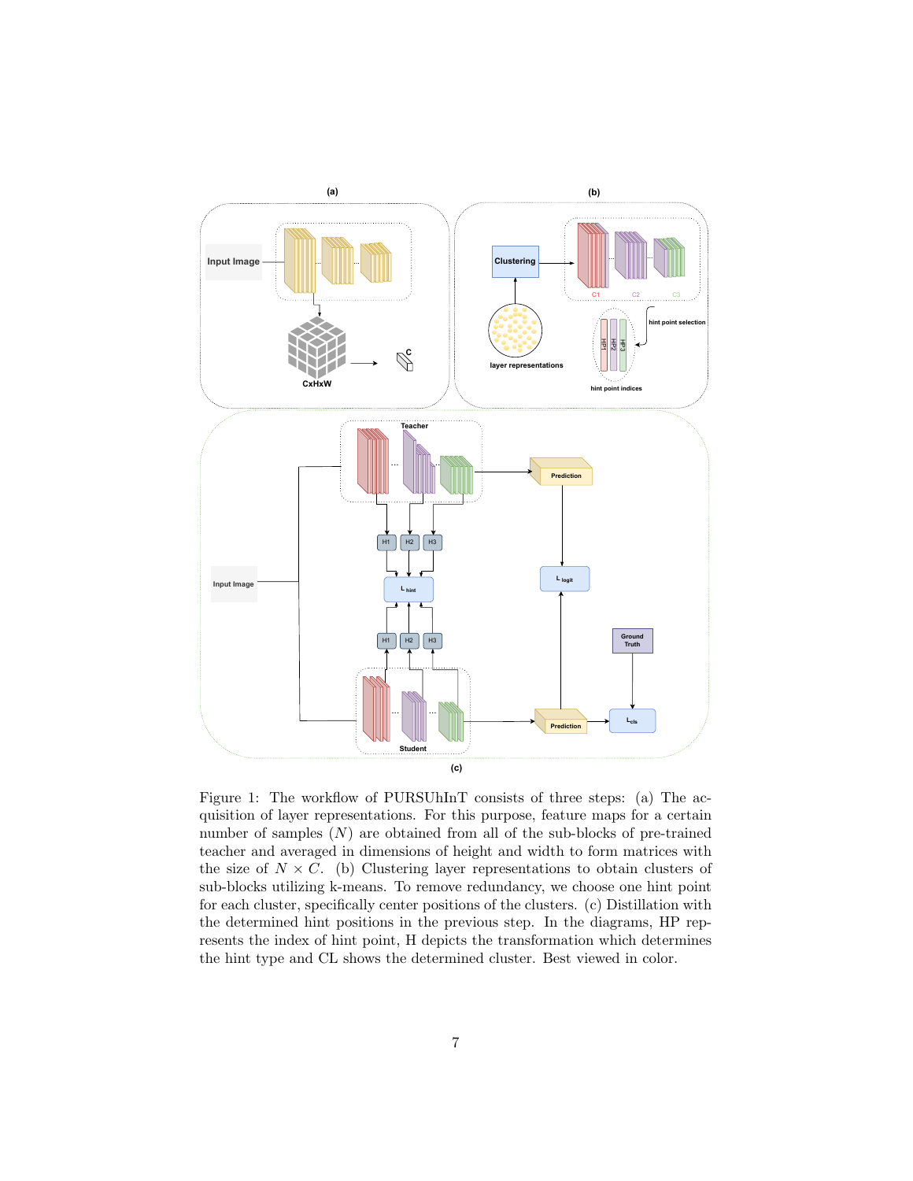Figure 1: The workflow of PURSUhInT consists of three steps: (a) The acquisition of layer representations. For this purpose, feature maps for a certain number of samples ($N$) are obtained from all of the sub-blocks of pre-trained teacher and averaged in dimensions of height and width to form matrices with the size of $N \times C$. (b) Clustering layer representations to obtain clusters of sub-blocks utilizing k-means. To remove redundancy, we choose one hint point for each cluster, specifically center positions of the clusters. (c) Distillation with the determined hint positions in the previous step. In the diagrams, HP represents the index of hint point, H depicts the transformation which determines the hint type and CL shows the determined cluster. Best viewed in color.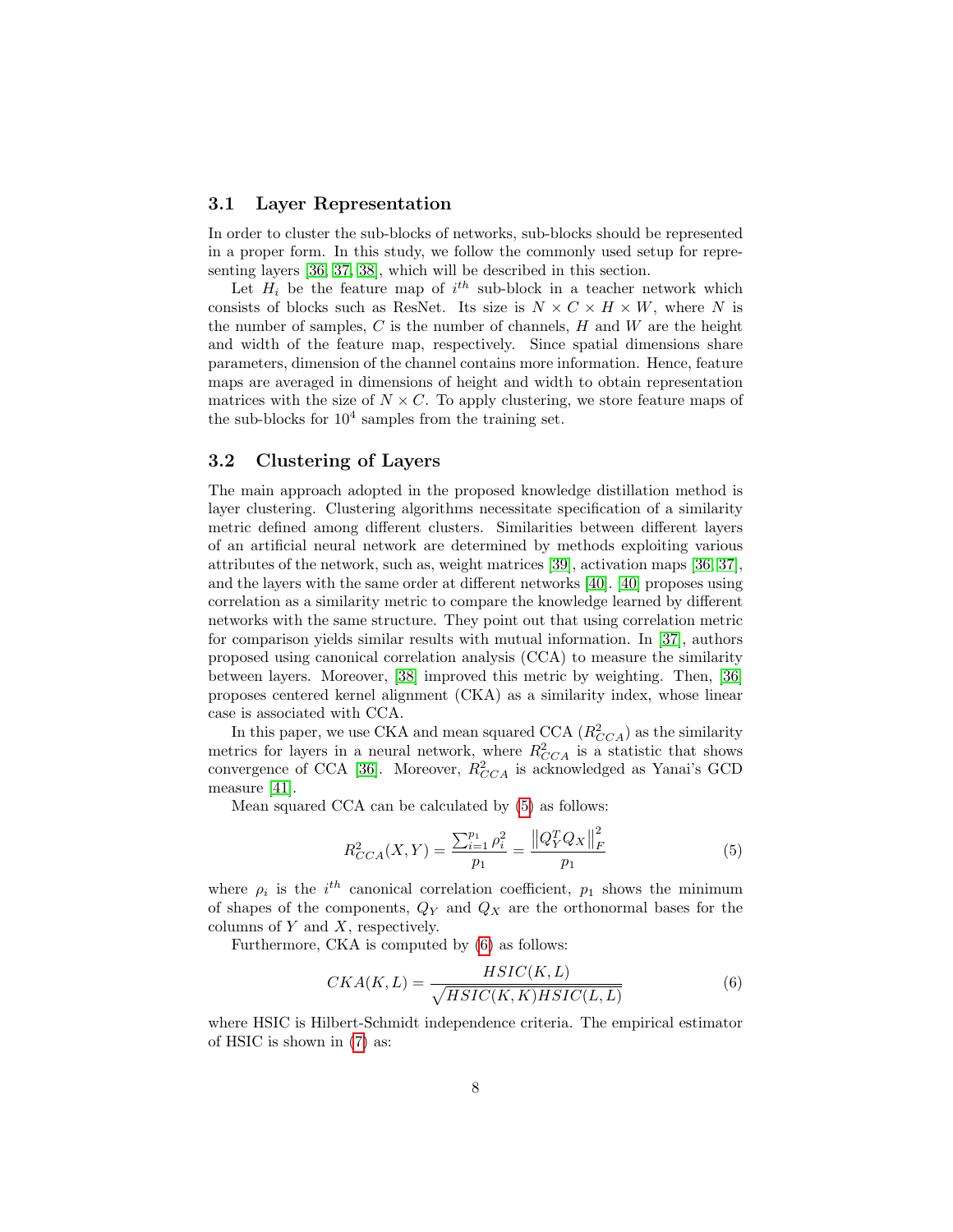### 3.1 Layer Representation

In order to cluster the sub-blocks of networks, sub-blocks should be represented in a proper form. In this study, we follow the commonly used setup for representing layers [36, 37, 38], which will be described in this section.

Let $H_i$ be the feature map of $i^{th}$ sub-block in a teacher network which consists of blocks such as ResNet. Its size is $N \times C \times H \times W$, where $N$ is the number of samples, $C$ is the number of channels, $H$ and $W$ are the height and width of the feature map, respectively. Since spatial dimensions share parameters, dimension of the channel contains more information. Hence, feature maps are averaged in dimensions of height and width to obtain representation matrices with the size of $N \times C$. To apply clustering, we store feature maps of the sub-blocks for $10^4$ samples from the training set.

### 3.2 Clustering of Layers

The main approach adopted in the proposed knowledge distillation method is layer clustering. Clustering algorithms necessitate specification of a similarity metric defined among different clusters. Similarities between different layers of an artificial neural network are determined by methods exploiting various attributes of the network, such as, weight matrices [39], activation maps [36, 37], and the layers with the same order at different networks [40]. [40] proposes using correlation as a similarity metric to compare the knowledge learned by different networks with the same structure. They point out that using correlation metric for comparison yields similar results with mutual information. In [37], authors proposed using canonical correlation analysis (CCA) to measure the similarity between layers. Moreover, [38] improved this metric by weighting. Then, [36] proposes centered kernel alignment (CKA) as a similarity index, whose linear case is associated with CCA.

In this paper, we use CKA and mean squared CCA ($R^2_{CCA}$) as the similarity metrics for layers in a neural network, where $R^2_{CCA}$ is a statistic that shows convergence of CCA [36]. Moreover, $R^2_{CCA}$ is acknowledged as Yanai's GCD measure [41].

Mean squared CCA can be calculated by (5) as follows:

$$R^2_{CCA}(X, Y) = \frac{\sum_{i=1}^{p_1} \rho_i^2}{p_1} = \frac{\left\| Q_Y^T Q_X \right\|_F^2}{p_1} \tag{5}$$

where $\rho_i$ is the $i^{th}$ canonical correlation coefficient, $p_1$ shows the minimum of shapes of the components, $Q_Y$ and $Q_X$ are the orthonormal bases for the columns of $Y$ and $X$, respectively.

Furthermore, CKA is computed by (6) as follows:

$$CKA(K, L) = \frac{HSIC(K, L)}{\sqrt{HSIC(K, K) HSIC(L, L)}} \tag{6}$$

where HSIC is Hilbert-Schmidt independence criteria. The empirical estimator of HSIC is shown in (7) as: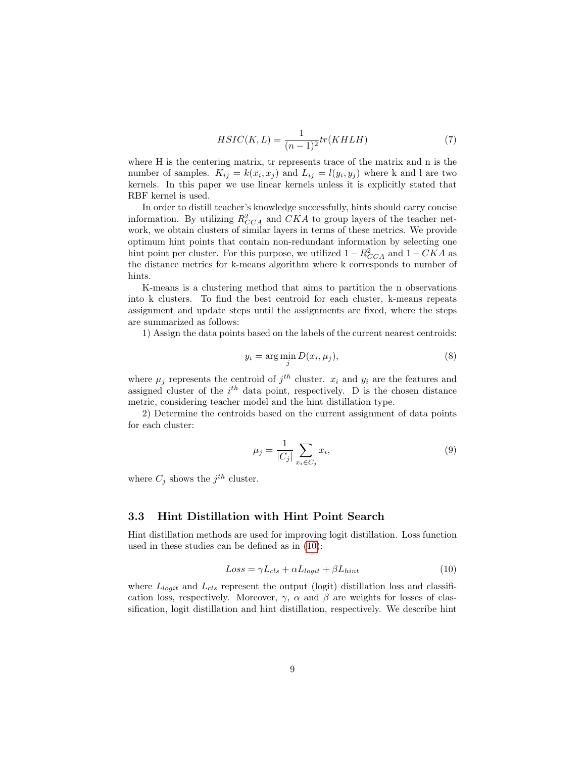$$HSIC(K, L) = \frac{1}{(n-1)^2} tr(KHLH) \tag{7}$$

where H is the centering matrix, tr represents trace of the matrix and n is the number of samples. $K_{ij} = k(x_i, x_j)$ and $L_{ij} = l(y_i, y_j)$ where k and l are two kernels. In this paper we use linear kernels unless it is explicitly stated that RBF kernel is used.

In order to distill teacher's knowledge successfully, hints should carry concise information. By utilizing $R^2_{CCA}$ and $CKA$ to group layers of the teacher network, we obtain clusters of similar layers in terms of these metrics. We provide optimum hint points that contain non-redundant information by selecting one hint point per cluster. For this purpose, we utilized $1 - R^2_{CCA}$ and $1 - CKA$ as the distance metrics for k-means algorithm where k corresponds to number of hints.

K-means is a clustering method that aims to partition the n observations into k clusters. To find the best centroid for each cluster, k-means repeats assignment and update steps until the assignments are fixed, where the steps are summarized as follows:

1) Assign the data points based on the labels of the current nearest centroids:

$$y_i = \arg\min_j D(x_i, \mu_j), \tag{8}$$

where $\mu_j$ represents the centroid of $j^{th}$ cluster. $x_i$ and $y_i$ are the features and assigned cluster of the $i^{th}$ data point, respectively. D is the chosen distance metric, considering teacher model and the hint distillation type.

2) Determine the centroids based on the current assignment of data points for each cluster:

$$\mu_j = \frac{1}{|C_j|} \sum_{x_i \in C_j} x_i, \tag{9}$$

where $C_j$ shows the $j^{th}$ cluster.

### 3.3 Hint Distillation with Hint Point Search

Hint distillation methods are used for improving logit distillation. Loss function used in these studies can be defined as in (10):

$$Loss = \gamma L_{cls} + \alpha L_{logit} + \beta L_{hint} \tag{10}$$

where $L_{logit}$ and $L_{cls}$ represent the output (logit) distillation loss and classification loss, respectively. Moreover, $\gamma$, $\alpha$ and $\beta$ are weights for losses of classification, logit distillation and hint distillation, respectively. We describe hint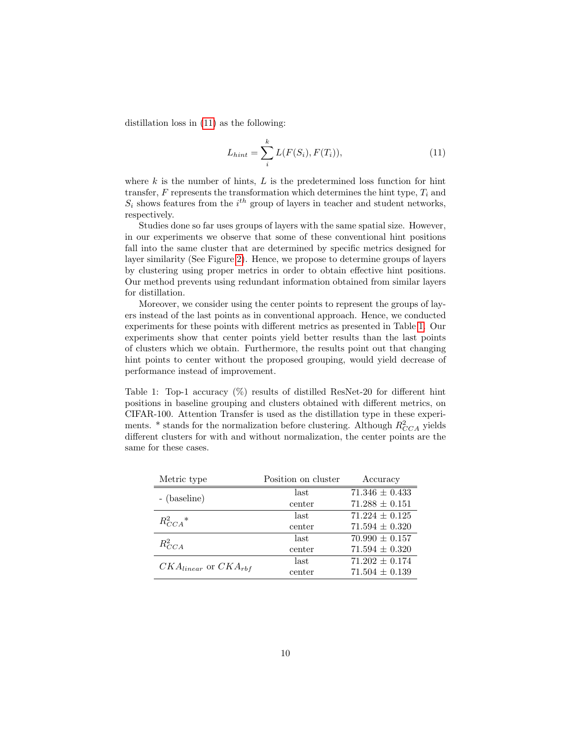distillation loss in (11) as the following:

$$L_{hint} = \sum_{i}^{k} L(F(S_i), F(T_i)), \tag{11}$$

where $k$ is the number of hints, $L$ is the predetermined loss function for hint transfer, $F$ represents the transformation which determines the hint type, $T_i$ and $S_i$ shows features from the $i^{th}$ group of layers in teacher and student networks, respectively.

Studies done so far uses groups of layers with the same spatial size. However, in our experiments we observe that some of these conventional hint positions fall into the same cluster that are determined by specific metrics designed for layer similarity (See Figure 2). Hence, we propose to determine groups of layers by clustering using proper metrics in order to obtain effective hint positions. Our method prevents using redundant information obtained from similar layers for distillation.

Moreover, we consider using the center points to represent the groups of layers instead of the last points as in conventional approach. Hence, we conducted experiments for these points with different metrics as presented in Table 1. Our experiments show that center points yield better results than the last points of clusters which we obtain. Furthermore, the results point out that changing hint points to center without the proposed grouping, would yield decrease of performance instead of improvement.

Table 1: Top-1 accuracy (%) results of distilled ResNet-20 for different hint positions in baseline grouping and clusters obtained with different metrics, on CIFAR-100. Attention Transfer is used as the distillation type in these experiments. * stands for the normalization before clustering. Although $R^2_{CCA}$ yields different clusters for with and without normalization, the center points are the same for these cases.

| Metric type | Position on cluster | Accuracy |
|---|---|---|
| - (baseline) | last | 71.346 ± 0.433 |
| | center | 71.288 ± 0.151 |
| ${R^2_{CCA}}^*$ | last | 71.224 ± 0.125 |
| | center | 71.594 ± 0.320 |
| $R^2_{CCA}$ | last | 70.990 ± 0.157 |
| | center | 71.594 ± 0.320 |
| $CKA_{linear}$ or $CKA_{rbf}$ | last | 71.202 ± 0.174 |
| | center | 71.504 ± 0.139 |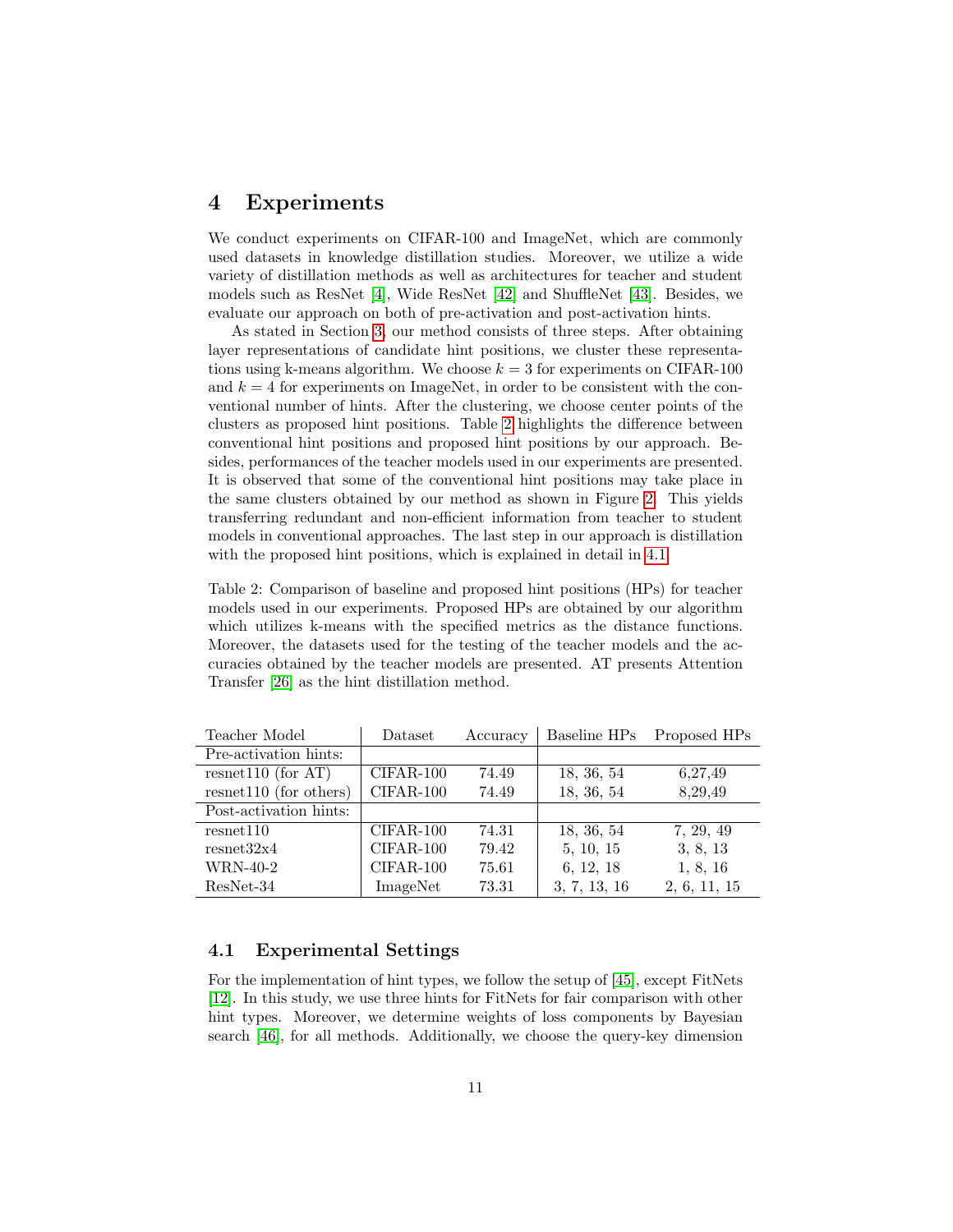## 4 Experiments

We conduct experiments on CIFAR-100 and ImageNet, which are commonly used datasets in knowledge distillation studies. Moreover, we utilize a wide variety of distillation methods as well as architectures for teacher and student models such as ResNet [4], Wide ResNet [42] and ShuffleNet [43]. Besides, we evaluate our approach on both of pre-activation and post-activation hints.

As stated in Section 3, our method consists of three steps. After obtaining layer representations of candidate hint positions, we cluster these representations using k-means algorithm. We choose $k = 3$ for experiments on CIFAR-100 and $k = 4$ for experiments on ImageNet, in order to be consistent with the conventional number of hints. After the clustering, we choose center points of the clusters as proposed hint positions. Table 2 highlights the difference between conventional hint positions and proposed hint positions by our approach. Besides, performances of the teacher models used in our experiments are presented. It is observed that some of the conventional hint positions may take place in the same clusters obtained by our method as shown in Figure 2. This yields transferring redundant and non-efficient information from teacher to student models in conventional approaches. The last step in our approach is distillation with the proposed hint positions, which is explained in detail in 4.1.

Table 2: Comparison of baseline and proposed hint positions (HPs) for teacher models used in our experiments. Proposed HPs are obtained by our algorithm which utilizes k-means with the specified metrics as the distance functions. Moreover, the datasets used for the testing of the teacher models and the accuracies obtained by the teacher models are presented. AT presents Attention Transfer [26] as the hint distillation method.

| Teacher Model | Dataset | Accuracy | Baseline HPs | Proposed HPs |
|---|---|---|---|---|
| Pre-activation hints: | | | | |
| resnet110 (for AT) | CIFAR-100 | 74.49 | 18, 36, 54 | 6,27,49 |
| resnet110 (for others) | CIFAR-100 | 74.49 | 18, 36, 54 | 8,29,49 |
| Post-activation hints: | | | | |
| resnet110 | CIFAR-100 | 74.31 | 18, 36, 54 | 7, 29, 49 |
| resnet32x4 | CIFAR-100 | 79.42 | 5, 10, 15 | 3, 8, 13 |
| WRN-40-2 | CIFAR-100 | 75.61 | 6, 12, 18 | 1, 8, 16 |
| ResNet-34 | ImageNet | 73.31 | 3, 7, 13, 16 | 2, 6, 11, 15 |

### 4.1 Experimental Settings

For the implementation of hint types, we follow the setup of [45], except FitNets [12]. In this study, we use three hints for FitNets for fair comparison with other hint types. Moreover, we determine weights of loss components by Bayesian search [46], for all methods. Additionally, we choose the query-key dimension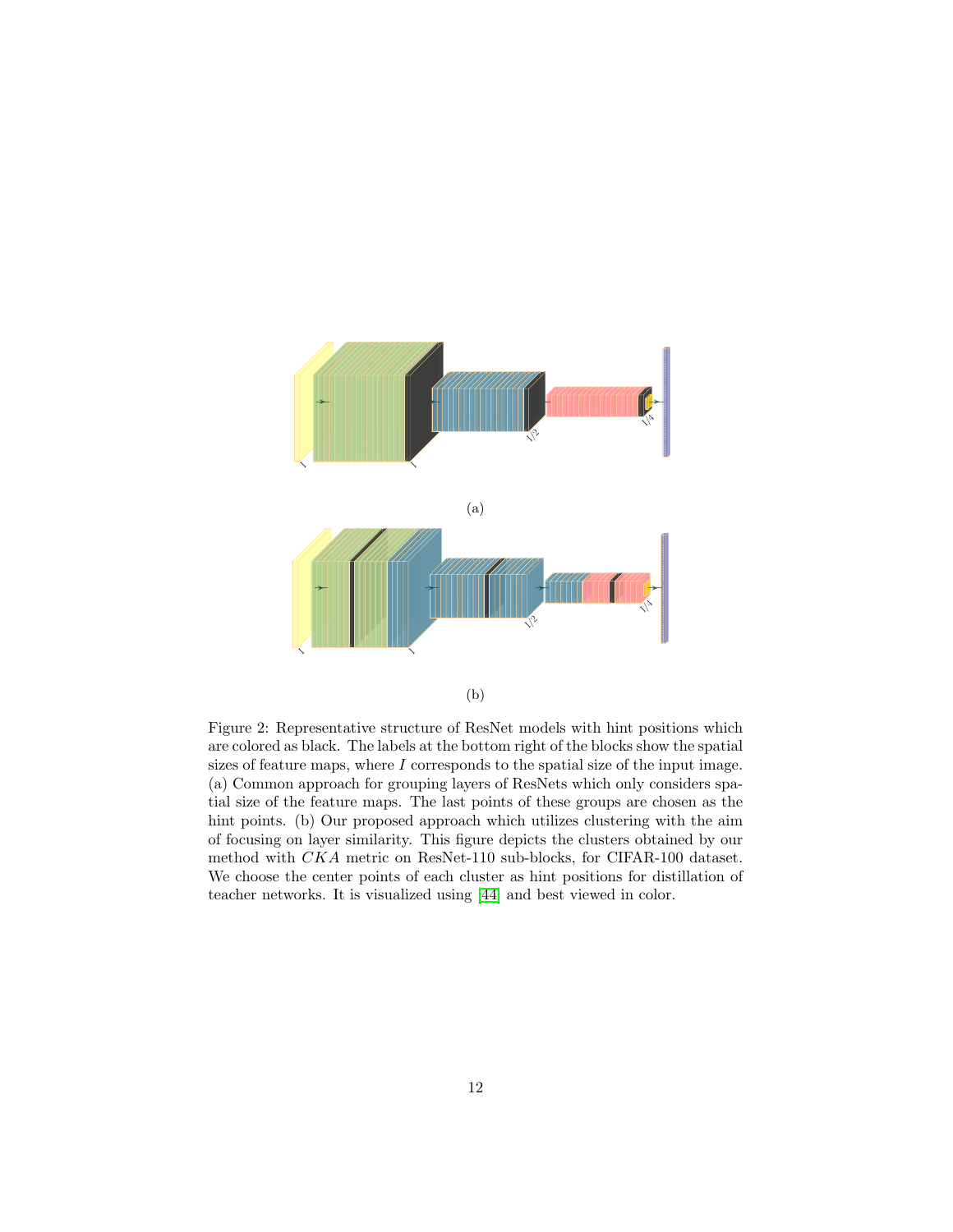(a)

(b)

Figure 2: Representative structure of ResNet models with hint positions which are colored as black. The labels at the bottom right of the blocks show the spatial sizes of feature maps, where $I$ corresponds to the spatial size of the input image. (a) Common approach for grouping layers of ResNets which only considers spatial size of the feature maps. The last points of these groups are chosen as the hint points. (b) Our proposed approach which utilizes clustering with the aim of focusing on layer similarity. This figure depicts the clusters obtained by our method with $CKA$ metric on ResNet-110 sub-blocks, for CIFAR-100 dataset. We choose the center points of each cluster as hint positions for distillation of teacher networks. It is visualized using [44] and best viewed in color.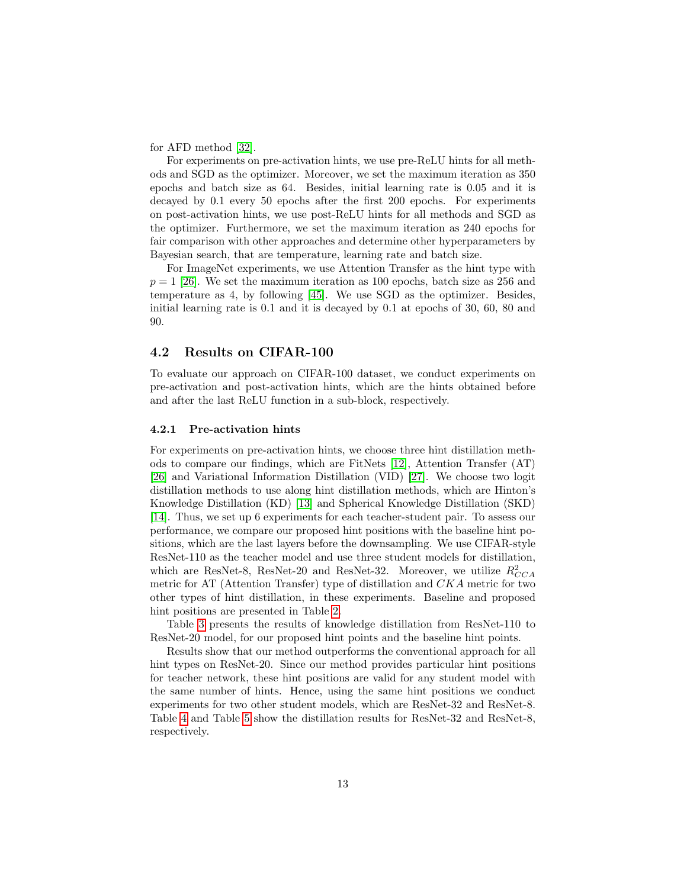for AFD method [32].

For experiments on pre-activation hints, we use pre-ReLU hints for all methods and SGD as the optimizer. Moreover, we set the maximum iteration as 350 epochs and batch size as 64. Besides, initial learning rate is 0.05 and it is decayed by 0.1 every 50 epochs after the first 200 epochs. For experiments on post-activation hints, we use post-ReLU hints for all methods and SGD as the optimizer. Furthermore, we set the maximum iteration as 240 epochs for fair comparison with other approaches and determine other hyperparameters by Bayesian search, that are temperature, learning rate and batch size.

For ImageNet experiments, we use Attention Transfer as the hint type with $p = 1$ [26]. We set the maximum iteration as 100 epochs, batch size as 256 and temperature as 4, by following [45]. We use SGD as the optimizer. Besides, initial learning rate is 0.1 and it is decayed by 0.1 at epochs of 30, 60, 80 and 90.

## 4.2 Results on CIFAR-100

To evaluate our approach on CIFAR-100 dataset, we conduct experiments on pre-activation and post-activation hints, which are the hints obtained before and after the last ReLU function in a sub-block, respectively.

### 4.2.1 Pre-activation hints

For experiments on pre-activation hints, we choose three hint distillation methods to compare our findings, which are FitNets [12], Attention Transfer (AT) [26] and Variational Information Distillation (VID) [27]. We choose two logit distillation methods to use along hint distillation methods, which are Hinton's Knowledge Distillation (KD) [13] and Spherical Knowledge Distillation (SKD) [14]. Thus, we set up 6 experiments for each teacher-student pair. To assess our performance, we compare our proposed hint positions with the baseline hint positions, which are the last layers before the downsampling. We use CIFAR-style ResNet-110 as the teacher model and use three student models for distillation, which are ResNet-8, ResNet-20 and ResNet-32. Moreover, we utilize $R^2_{CCA}$ metric for AT (Attention Transfer) type of distillation and $CKA$ metric for two other types of hint distillation, in these experiments. Baseline and proposed hint positions are presented in Table 2.

Table 3 presents the results of knowledge distillation from ResNet-110 to ResNet-20 model, for our proposed hint points and the baseline hint points.

Results show that our method outperforms the conventional approach for all hint types on ResNet-20. Since our method provides particular hint positions for teacher network, these hint positions are valid for any student model with the same number of hints. Hence, using the same hint positions we conduct experiments for two other student models, which are ResNet-32 and ResNet-8. Table 4 and Table 5 show the distillation results for ResNet-32 and ResNet-8, respectively.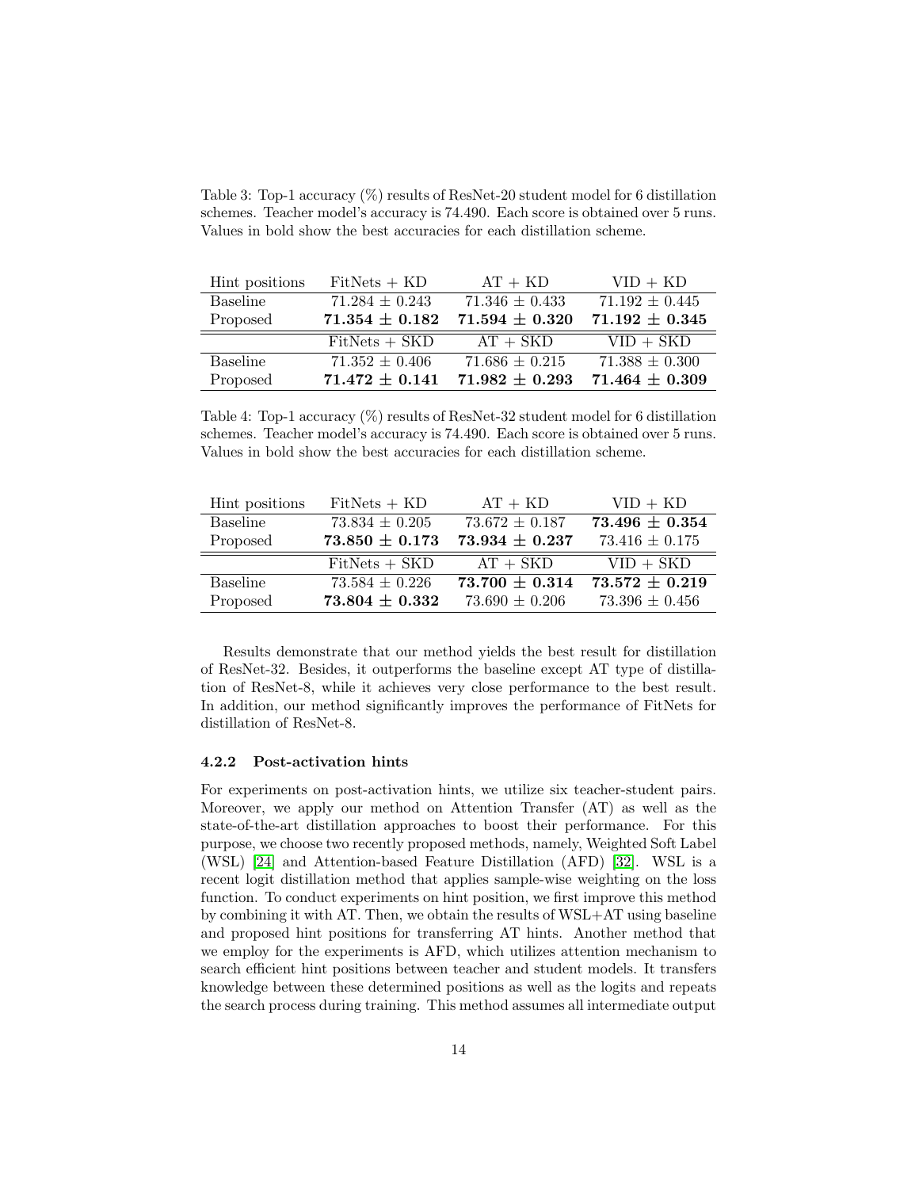Table 3: Top-1 accuracy (%) results of ResNet-20 student model for 6 distillation schemes. Teacher model's accuracy is 74.490. Each score is obtained over 5 runs. Values in bold show the best accuracies for each distillation scheme.

| Hint positions | FitNets + KD | AT + KD | VID + KD |
|---|---|---|---|
| Baseline | 71.284 ± 0.243 | 71.346 ± 0.433 | 71.192 ± 0.445 |
| Proposed | **71.354 ± 0.182** | **71.594 ± 0.320** | **71.192 ± 0.345** |
| | FitNets + SKD | AT + SKD | VID + SKD |
| Baseline | 71.352 ± 0.406 | 71.686 ± 0.215 | 71.388 ± 0.300 |
| Proposed | **71.472 ± 0.141** | **71.982 ± 0.293** | **71.464 ± 0.309** |

Table 4: Top-1 accuracy (%) results of ResNet-32 student model for 6 distillation schemes. Teacher model's accuracy is 74.490. Each score is obtained over 5 runs. Values in bold show the best accuracies for each distillation scheme.

| Hint positions | FitNets + KD | AT + KD | VID + KD |
|---|---|---|---|
| Baseline | 73.834 ± 0.205 | 73.672 ± 0.187 | **73.496 ± 0.354** |
| Proposed | **73.850 ± 0.173** | **73.934 ± 0.237** | 73.416 ± 0.175 |
| | FitNets + SKD | AT + SKD | VID + SKD |
| Baseline | 73.584 ± 0.226 | **73.700 ± 0.314** | **73.572 ± 0.219** |
| Proposed | **73.804 ± 0.332** | 73.690 ± 0.206 | 73.396 ± 0.456 |

Results demonstrate that our method yields the best result for distillation of ResNet-32. Besides, it outperforms the baseline except AT type of distillation of ResNet-8, while it achieves very close performance to the best result. In addition, our method significantly improves the performance of FitNets for distillation of ResNet-8.

#### 4.2.2 Post-activation hints

For experiments on post-activation hints, we utilize six teacher-student pairs. Moreover, we apply our method on Attention Transfer (AT) as well as the state-of-the-art distillation approaches to boost their performance. For this purpose, we choose two recently proposed methods, namely, Weighted Soft Label (WSL) [24] and Attention-based Feature Distillation (AFD) [32]. WSL is a recent logit distillation method that applies sample-wise weighting on the loss function. To conduct experiments on hint position, we first improve this method by combining it with AT. Then, we obtain the results of WSL+AT using baseline and proposed hint positions for transferring AT hints. Another method that we employ for the experiments is AFD, which utilizes attention mechanism to search efficient hint positions between teacher and student models. It transfers knowledge between these determined positions as well as the logits and repeats the search process during training. This method assumes all intermediate output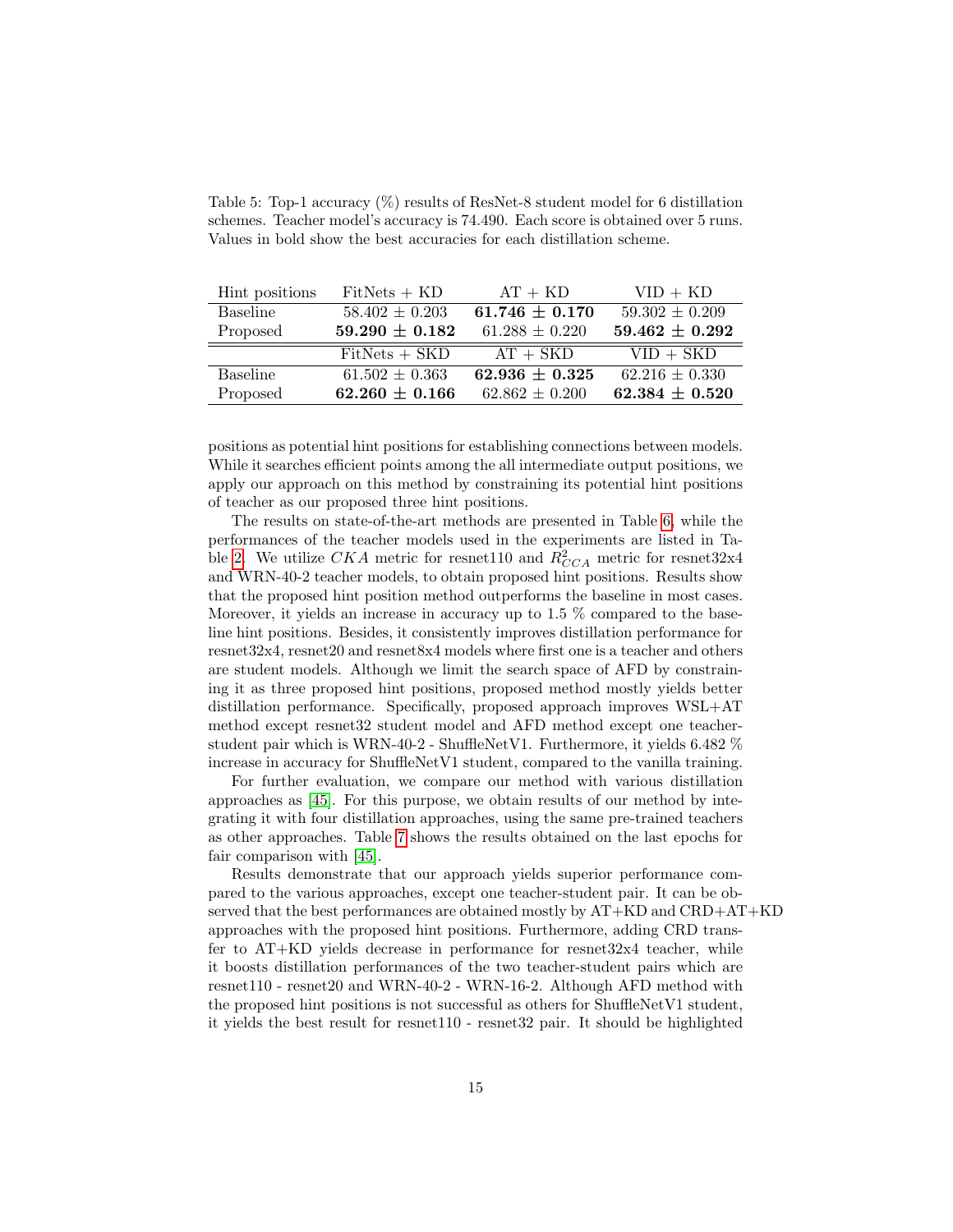Table 5: Top-1 accuracy (%) results of ResNet-8 student model for 6 distillation schemes. Teacher model's accuracy is 74.490. Each score is obtained over 5 runs. Values in bold show the best accuracies for each distillation scheme.

| Hint positions | FitNets + KD | AT + KD | VID + KD |
|---|---|---|---|
| Baseline | 58.402 ± 0.203 | **61.746 ± 0.170** | 59.302 ± 0.209 |
| Proposed | **59.290 ± 0.182** | 61.288 ± 0.220 | **59.462 ± 0.292** |
| | FitNets + SKD | AT + SKD | VID + SKD |
| Baseline | 61.502 ± 0.363 | **62.936 ± 0.325** | 62.216 ± 0.330 |
| Proposed | **62.260 ± 0.166** | 62.862 ± 0.200 | **62.384 ± 0.520** |

positions as potential hint positions for establishing connections between models. While it searches efficient points among the all intermediate output positions, we apply our approach on this method by constraining its potential hint positions of teacher as our proposed three hint positions.

The results on state-of-the-art methods are presented in Table 6, while the performances of the teacher models used in the experiments are listed in Table 2. We utilize $CKA$ metric for resnet110 and $R^2_{CCA}$ metric for resnet32x4 and WRN-40-2 teacher models, to obtain proposed hint positions. Results show that the proposed hint position method outperforms the baseline in most cases. Moreover, it yields an increase in accuracy up to 1.5 % compared to the baseline hint positions. Besides, it consistently improves distillation performance for resnet32x4, resnet20 and resnet8x4 models where first one is a teacher and others are student models. Although we limit the search space of AFD by constraining it as three proposed hint positions, proposed method mostly yields better distillation performance. Specifically, proposed approach improves WSL+AT method except resnet32 student model and AFD method except one teacher-student pair which is WRN-40-2 - ShuffleNetV1. Furthermore, it yields 6.482 % increase in accuracy for ShuffleNetV1 student, compared to the vanilla training.

For further evaluation, we compare our method with various distillation approaches as [45]. For this purpose, we obtain results of our method by integrating it with four distillation approaches, using the same pre-trained teachers as other approaches. Table 7 shows the results obtained on the last epochs for fair comparison with [45].

Results demonstrate that our approach yields superior performance compared to the various approaches, except one teacher-student pair. It can be observed that the best performances are obtained mostly by AT+KD and CRD+AT+KD approaches with the proposed hint positions. Furthermore, adding CRD transfer to AT+KD yields decrease in performance for resnet32x4 teacher, while it boosts distillation performances of the two teacher-student pairs which are resnet110 - resnet20 and WRN-40-2 - WRN-16-2. Although AFD method with the proposed hint positions is not successful as others for ShuffleNetV1 student, it yields the best result for resnet110 - resnet32 pair. It should be highlighted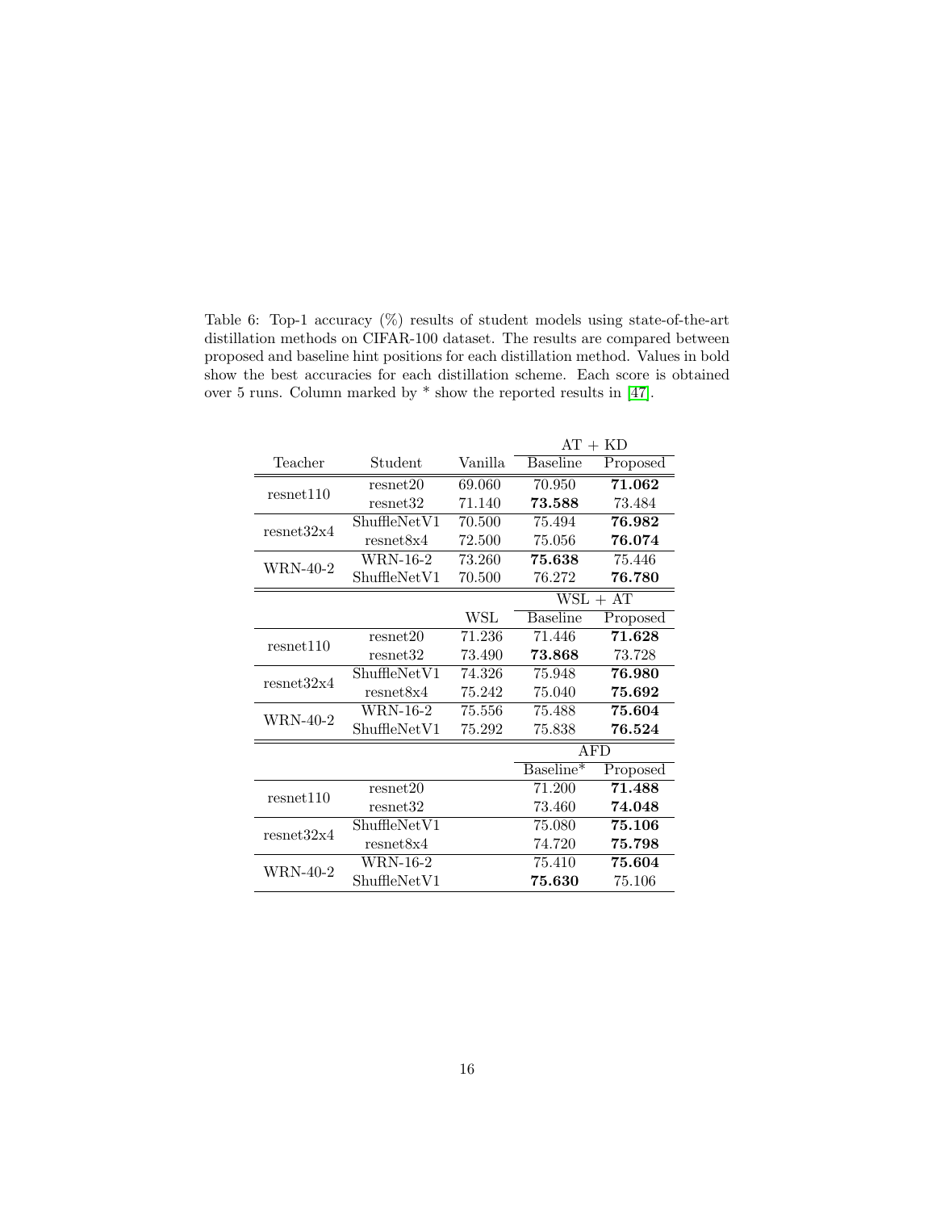Table 6: Top-1 accuracy (%) results of student models using state-of-the-art distillation methods on CIFAR-100 dataset. The results are compared between proposed and baseline hint positions for each distillation method. Values in bold show the best accuracies for each distillation scheme. Each score is obtained over 5 runs. Column marked by * show the reported results in [47].

| | | | AT + KD | |
|---|---|---|---|---|
| Teacher | Student | Vanilla | Baseline | Proposed |
| resnet110 | resnet20 | 69.060 | 70.950 | **71.062** |
| | resnet32 | 71.140 | **73.588** | 73.484 |
| resnet32x4 | ShuffleNetV1 | 70.500 | 75.494 | **76.982** |
| | resnet8x4 | 72.500 | 75.056 | **76.074** |
| WRN-40-2 | WRN-16-2 | 73.260 | **75.638** | 75.446 |
| | ShuffleNetV1 | 70.500 | 76.272 | **76.780** |
| | | | WSL + AT | |
| | | WSL | Baseline | Proposed |
| resnet110 | resnet20 | 71.236 | 71.446 | **71.628** |
| | resnet32 | 73.490 | **73.868** | 73.728 |
| resnet32x4 | ShuffleNetV1 | 74.326 | 75.948 | **76.980** |
| | resnet8x4 | 75.242 | 75.040 | **75.692** |
| WRN-40-2 | WRN-16-2 | 75.556 | 75.488 | **75.604** |
| | ShuffleNetV1 | 75.292 | 75.838 | **76.524** |
| | | | AFD | |
| | | | Baseline* | Proposed |
| resnet110 | resnet20 | | 71.200 | **71.488** |
| | resnet32 | | 73.460 | **74.048** |
| resnet32x4 | ShuffleNetV1 | | 75.080 | **75.106** |
| | resnet8x4 | | 74.720 | **75.798** |
| WRN-40-2 | WRN-16-2 | | 75.410 | **75.604** |
| | ShuffleNetV1 | | **75.630** | 75.106 |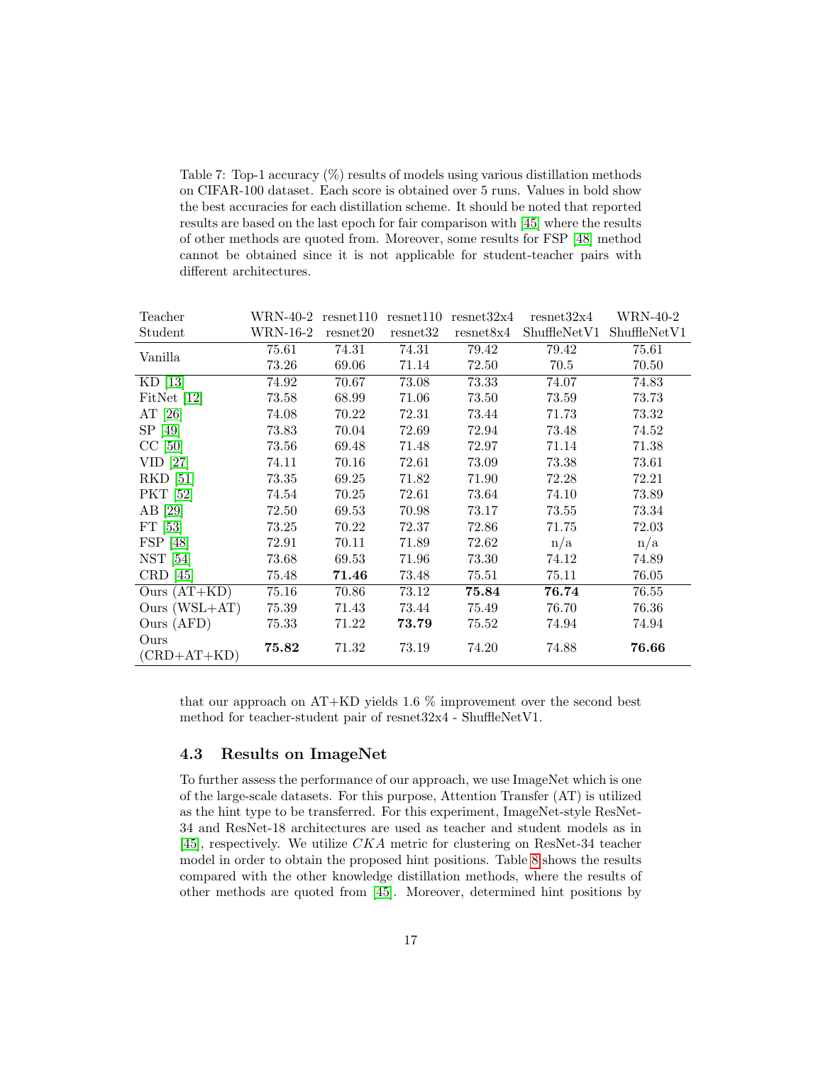Table 7: Top-1 accuracy (%) results of models using various distillation methods on CIFAR-100 dataset. Each score is obtained over 5 runs. Values in bold show the best accuracies for each distillation scheme. It should be noted that reported results are based on the last epoch for fair comparison with [45] where the results of other methods are quoted from. Moreover, some results for FSP [48] method cannot be obtained since it is not applicable for student-teacher pairs with different architectures.

| Teacher<br>Student | WRN-40-2<br>WRN-16-2 | resnet110<br>resnet20 | resnet110<br>resnet32 | resnet32x4<br>resnet8x4 | resnet32x4<br>ShuffleNetV1 | WRN-40-2<br>ShuffleNetV1 |
|---|---|---|---|---|---|---|
| Vanilla | 75.61<br>73.26 | 74.31<br>69.06 | 74.31<br>71.14 | 79.42<br>72.50 | 79.42<br>70.5 | 75.61<br>70.50 |
| KD [13] | 74.92 | 70.67 | 73.08 | 73.33 | 74.07 | 74.83 |
| FitNet [12] | 73.58 | 68.99 | 71.06 | 73.50 | 73.59 | 73.73 |
| AT [26] | 74.08 | 70.22 | 72.31 | 73.44 | 71.73 | 73.32 |
| SP [49] | 73.83 | 70.04 | 72.69 | 72.94 | 73.48 | 74.52 |
| CC [50] | 73.56 | 69.48 | 71.48 | 72.97 | 71.14 | 71.38 |
| VID [27] | 74.11 | 70.16 | 72.61 | 73.09 | 73.38 | 73.61 |
| RKD [51] | 73.35 | 69.25 | 71.82 | 71.90 | 72.28 | 72.21 |
| PKT [52] | 74.54 | 70.25 | 72.61 | 73.64 | 74.10 | 73.89 |
| AB [29] | 72.50 | 69.53 | 70.98 | 73.17 | 73.55 | 73.34 |
| FT [53] | 73.25 | 70.22 | 72.37 | 72.86 | 71.75 | 72.03 |
| FSP [48] | 72.91 | 70.11 | 71.89 | 72.62 | n/a | n/a |
| NST [54] | 73.68 | 69.53 | 71.96 | 73.30 | 74.12 | 74.89 |
| CRD [45] | 75.48 | **71.46** | 73.48 | 75.51 | 75.11 | 76.05 |
| Ours (AT+KD) | 75.16 | 70.86 | 73.12 | **75.84** | **76.74** | 76.55 |
| Ours (WSL+AT) | 75.39 | 71.43 | 73.44 | 75.49 | 76.70 | 76.36 |
| Ours (AFD) | 75.33 | 71.22 | **73.79** | 75.52 | 74.94 | 74.94 |
| Ours (CRD+AT+KD) | **75.82** | 71.32 | 73.19 | 74.20 | 74.88 | **76.66** |

that our approach on AT+KD yields 1.6 % improvement over the second best method for teacher-student pair of resnet32x4 - ShuffleNetV1.

### 4.3 Results on ImageNet

To further assess the performance of our approach, we use ImageNet which is one of the large-scale datasets. For this purpose, Attention Transfer (AT) is utilized as the hint type to be transferred. For this experiment, ImageNet-style ResNet-34 and ResNet-18 architectures are used as teacher and student models as in [45], respectively. We utilize $CKA$ metric for clustering on ResNet-34 teacher model in order to obtain the proposed hint positions. Table 8 shows the results compared with the other knowledge distillation methods, where the results of other methods are quoted from [45]. Moreover, determined hint positions by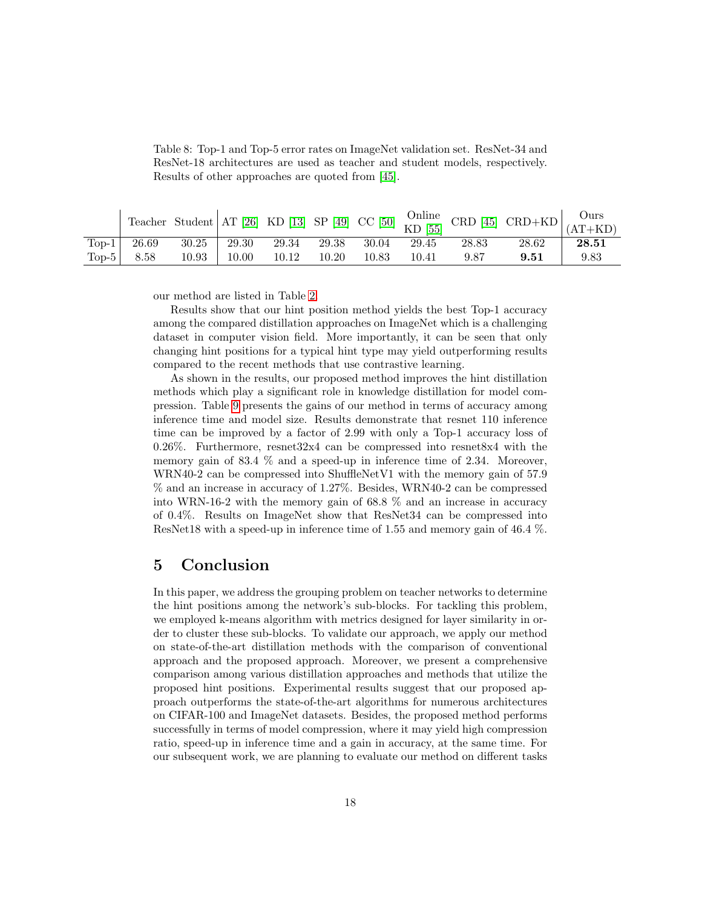Table 8: Top-1 and Top-5 error rates on ImageNet validation set. ResNet-34 and ResNet-18 architectures are used as teacher and student models, respectively. Results of other approaches are quoted from [45].

| | Teacher | Student | AT [26] | KD [13] | SP [49] | CC [50] | Online KD [55] | CRD [45] | CRD+KD | Ours (AT+KD) |
|---|---|---|---|---|---|---|---|---|---|---|
| Top-1 | 26.69 | 30.25 | 29.30 | 29.34 | 29.38 | 30.04 | 29.45 | 28.83 | 28.62 | **28.51** |
| Top-5 | 8.58 | 10.93 | 10.00 | 10.12 | 10.20 | 10.83 | 10.41 | 9.87 | **9.51** | 9.83 |

our method are listed in Table 2.

Results show that our hint position method yields the best Top-1 accuracy among the compared distillation approaches on ImageNet which is a challenging dataset in computer vision field. More importantly, it can be seen that only changing hint positions for a typical hint type may yield outperforming results compared to the recent methods that use contrastive learning.

As shown in the results, our proposed method improves the hint distillation methods which play a significant role in knowledge distillation for model compression. Table 9 presents the gains of our method in terms of accuracy among inference time and model size. Results demonstrate that resnet 110 inference time can be improved by a factor of 2.99 with only a Top-1 accuracy loss of 0.26%. Furthermore, resnet32x4 can be compressed into resnet8x4 with the memory gain of 83.4 % and a speed-up in inference time of 2.34. Moreover, WRN40-2 can be compressed into ShuffleNetV1 with the memory gain of 57.9 % and an increase in accuracy of 1.27%. Besides, WRN40-2 can be compressed into WRN-16-2 with the memory gain of 68.8 % and an increase in accuracy of 0.4%. Results on ImageNet show that ResNet34 can be compressed into ResNet18 with a speed-up in inference time of 1.55 and memory gain of 46.4 %.

## 5 Conclusion

In this paper, we address the grouping problem on teacher networks to determine the hint positions among the network's sub-blocks. For tackling this problem, we employed k-means algorithm with metrics designed for layer similarity in order to cluster these sub-blocks. To validate our approach, we apply our method on state-of-the-art distillation methods with the comparison of conventional approach and the proposed approach. Moreover, we present a comprehensive comparison among various distillation approaches and methods that utilize the proposed hint positions. Experimental results suggest that our proposed approach outperforms the state-of-the-art algorithms for numerous architectures on CIFAR-100 and ImageNet datasets. Besides, the proposed method performs successfully in terms of model compression, where it may yield high compression ratio, speed-up in inference time and a gain in accuracy, at the same time. For our subsequent work, we are planning to evaluate our method on different tasks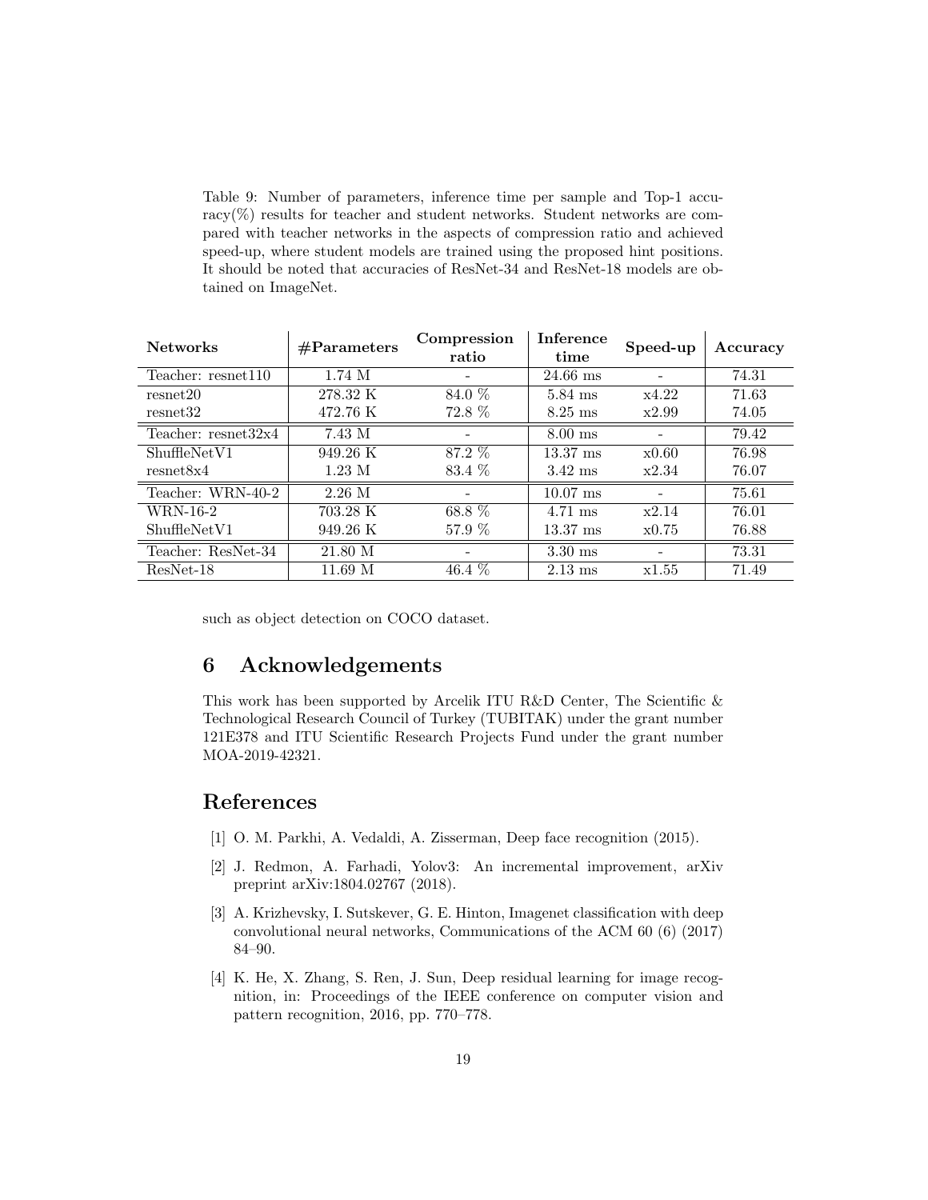Table 9: Number of parameters, inference time per sample and Top-1 accuracy(%) results for teacher and student networks. Student networks are compared with teacher networks in the aspects of compression ratio and achieved speed-up, where student models are trained using the proposed hint positions. It should be noted that accuracies of ResNet-34 and ResNet-18 models are obtained on ImageNet.

| Networks | #Parameters | Compression ratio | Inference time | Speed-up | Accuracy |
|---|---|---|---|---|---|
| Teacher: resnet110 | 1.74 M | - | 24.66 ms | - | 74.31 |
| resnet20 | 278.32 K | 84.0 % | 5.84 ms | x4.22 | 71.63 |
| resnet32 | 472.76 K | 72.8 % | 8.25 ms | x2.99 | 74.05 |
| Teacher: resnet32x4 | 7.43 M | - | 8.00 ms | - | 79.42 |
| ShuffleNetV1 | 949.26 K | 87.2 % | 13.37 ms | x0.60 | 76.98 |
| resnet8x4 | 1.23 M | 83.4 % | 3.42 ms | x2.34 | 76.07 |
| Teacher: WRN-40-2 | 2.26 M | - | 10.07 ms | - | 75.61 |
| WRN-16-2 | 703.28 K | 68.8 % | 4.71 ms | x2.14 | 76.01 |
| ShuffleNetV1 | 949.26 K | 57.9 % | 13.37 ms | x0.75 | 76.88 |
| Teacher: ResNet-34 | 21.80 M | - | 3.30 ms | - | 73.31 |
| ResNet-18 | 11.69 M | 46.4 % | 2.13 ms | x1.55 | 71.49 |

such as object detection on COCO dataset.

## 6 Acknowledgements

This work has been supported by Arcelik ITU R&D Center, The Scientific & Technological Research Council of Turkey (TUBITAK) under the grant number 121E378 and ITU Scientific Research Projects Fund under the grant number MOA-2019-42321.

## References

[1] O. M. Parkhi, A. Vedaldi, A. Zisserman, Deep face recognition (2015).

[2] J. Redmon, A. Farhadi, Yolov3: An incremental improvement, arXiv preprint arXiv:1804.02767 (2018).

[3] A. Krizhevsky, I. Sutskever, G. E. Hinton, Imagenet classification with deep convolutional neural networks, Communications of the ACM 60 (6) (2017) 84–90.

[4] K. He, X. Zhang, S. Ren, J. Sun, Deep residual learning for image recognition, in: Proceedings of the IEEE conference on computer vision and pattern recognition, 2016, pp. 770–778.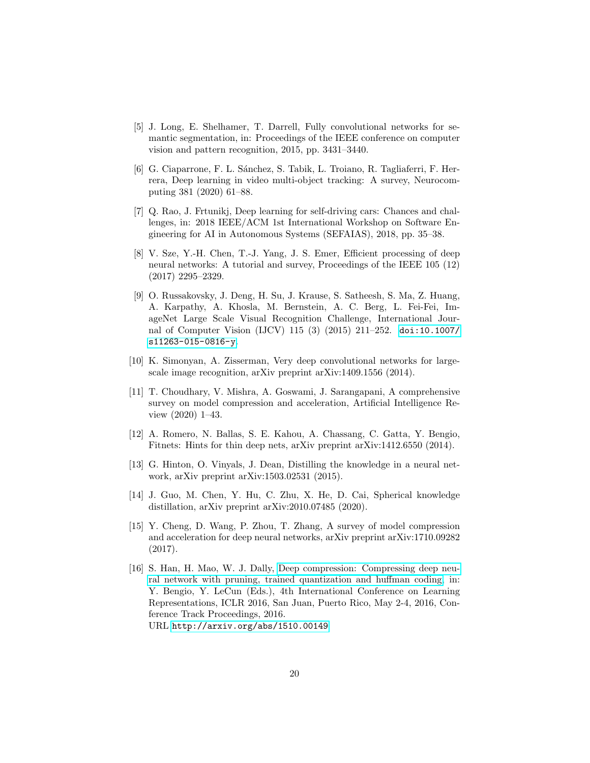[5] J. Long, E. Shelhamer, T. Darrell, Fully convolutional networks for semantic segmentation, in: Proceedings of the IEEE conference on computer vision and pattern recognition, 2015, pp. 3431–3440.

[6] G. Ciaparrone, F. L. Sánchez, S. Tabik, L. Troiano, R. Tagliaferri, F. Herrera, Deep learning in video multi-object tracking: A survey, Neurocomputing 381 (2020) 61–88.

[7] Q. Rao, J. Frtunikj, Deep learning for self-driving cars: Chances and challenges, in: 2018 IEEE/ACM 1st International Workshop on Software Engineering for AI in Autonomous Systems (SEFAIAS), 2018, pp. 35–38.

[8] V. Sze, Y.-H. Chen, T.-J. Yang, J. S. Emer, Efficient processing of deep neural networks: A tutorial and survey, Proceedings of the IEEE 105 (12) (2017) 2295–2329.

[9] O. Russakovsky, J. Deng, H. Su, J. Krause, S. Satheesh, S. Ma, Z. Huang, A. Karpathy, A. Khosla, M. Bernstein, A. C. Berg, L. Fei-Fei, ImageNet Large Scale Visual Recognition Challenge, International Journal of Computer Vision (IJCV) 115 (3) (2015) 211–252. doi:10.1007/s11263-015-0816-y.

[10] K. Simonyan, A. Zisserman, Very deep convolutional networks for large-scale image recognition, arXiv preprint arXiv:1409.1556 (2014).

[11] T. Choudhary, V. Mishra, A. Goswami, J. Sarangapani, A comprehensive survey on model compression and acceleration, Artificial Intelligence Review (2020) 1–43.

[12] A. Romero, N. Ballas, S. E. Kahou, A. Chassang, C. Gatta, Y. Bengio, Fitnets: Hints for thin deep nets, arXiv preprint arXiv:1412.6550 (2014).

[13] G. Hinton, O. Vinyals, J. Dean, Distilling the knowledge in a neural network, arXiv preprint arXiv:1503.02531 (2015).

[14] J. Guo, M. Chen, Y. Hu, C. Zhu, X. He, D. Cai, Spherical knowledge distillation, arXiv preprint arXiv:2010.07485 (2020).

[15] Y. Cheng, D. Wang, P. Zhou, T. Zhang, A survey of model compression and acceleration for deep neural networks, arXiv preprint arXiv:1710.09282 (2017).

[16] S. Han, H. Mao, W. J. Dally, Deep compression: Compressing deep neural network with pruning, trained quantization and huffman coding, in: Y. Bengio, Y. LeCun (Eds.), 4th International Conference on Learning Representations, ICLR 2016, San Juan, Puerto Rico, May 2-4, 2016, Conference Track Proceedings, 2016.
URL http://arxiv.org/abs/1510.00149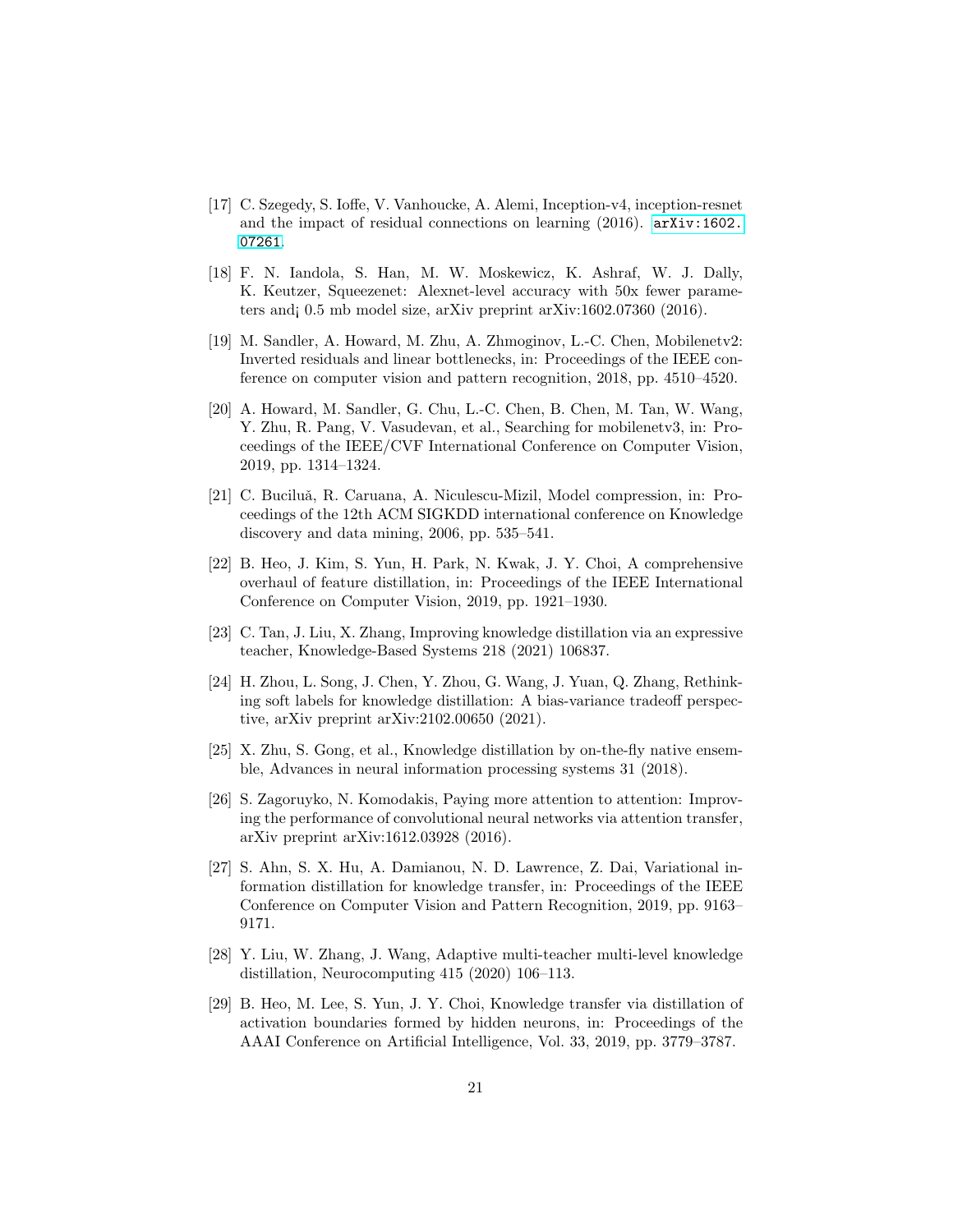[17] C. Szegedy, S. Ioffe, V. Vanhoucke, A. Alemi, Inception-v4, inception-resnet and the impact of residual connections on learning (2016). arXiv:1602.07261.

[18] F. N. Iandola, S. Han, M. W. Moskewicz, K. Ashraf, W. J. Dally, K. Keutzer, Squeezenet: Alexnet-level accuracy with 50x fewer parameters and¡ 0.5 mb model size, arXiv preprint arXiv:1602.07360 (2016).

[19] M. Sandler, A. Howard, M. Zhu, A. Zhmoginov, L.-C. Chen, Mobilenetv2: Inverted residuals and linear bottlenecks, in: Proceedings of the IEEE conference on computer vision and pattern recognition, 2018, pp. 4510–4520.

[20] A. Howard, M. Sandler, G. Chu, L.-C. Chen, B. Chen, M. Tan, W. Wang, Y. Zhu, R. Pang, V. Vasudevan, et al., Searching for mobilenetv3, in: Proceedings of the IEEE/CVF International Conference on Computer Vision, 2019, pp. 1314–1324.

[21] C. Buciluă, R. Caruana, A. Niculescu-Mizil, Model compression, in: Proceedings of the 12th ACM SIGKDD international conference on Knowledge discovery and data mining, 2006, pp. 535–541.

[22] B. Heo, J. Kim, S. Yun, H. Park, N. Kwak, J. Y. Choi, A comprehensive overhaul of feature distillation, in: Proceedings of the IEEE International Conference on Computer Vision, 2019, pp. 1921–1930.

[23] C. Tan, J. Liu, X. Zhang, Improving knowledge distillation via an expressive teacher, Knowledge-Based Systems 218 (2021) 106837.

[24] H. Zhou, L. Song, J. Chen, Y. Zhou, G. Wang, J. Yuan, Q. Zhang, Rethinking soft labels for knowledge distillation: A bias-variance tradeoff perspective, arXiv preprint arXiv:2102.00650 (2021).

[25] X. Zhu, S. Gong, et al., Knowledge distillation by on-the-fly native ensemble, Advances in neural information processing systems 31 (2018).

[26] S. Zagoruyko, N. Komodakis, Paying more attention to attention: Improving the performance of convolutional neural networks via attention transfer, arXiv preprint arXiv:1612.03928 (2016).

[27] S. Ahn, S. X. Hu, A. Damianou, N. D. Lawrence, Z. Dai, Variational information distillation for knowledge transfer, in: Proceedings of the IEEE Conference on Computer Vision and Pattern Recognition, 2019, pp. 9163–9171.

[28] Y. Liu, W. Zhang, J. Wang, Adaptive multi-teacher multi-level knowledge distillation, Neurocomputing 415 (2020) 106–113.

[29] B. Heo, M. Lee, S. Yun, J. Y. Choi, Knowledge transfer via distillation of activation boundaries formed by hidden neurons, in: Proceedings of the AAAI Conference on Artificial Intelligence, Vol. 33, 2019, pp. 3779–3787.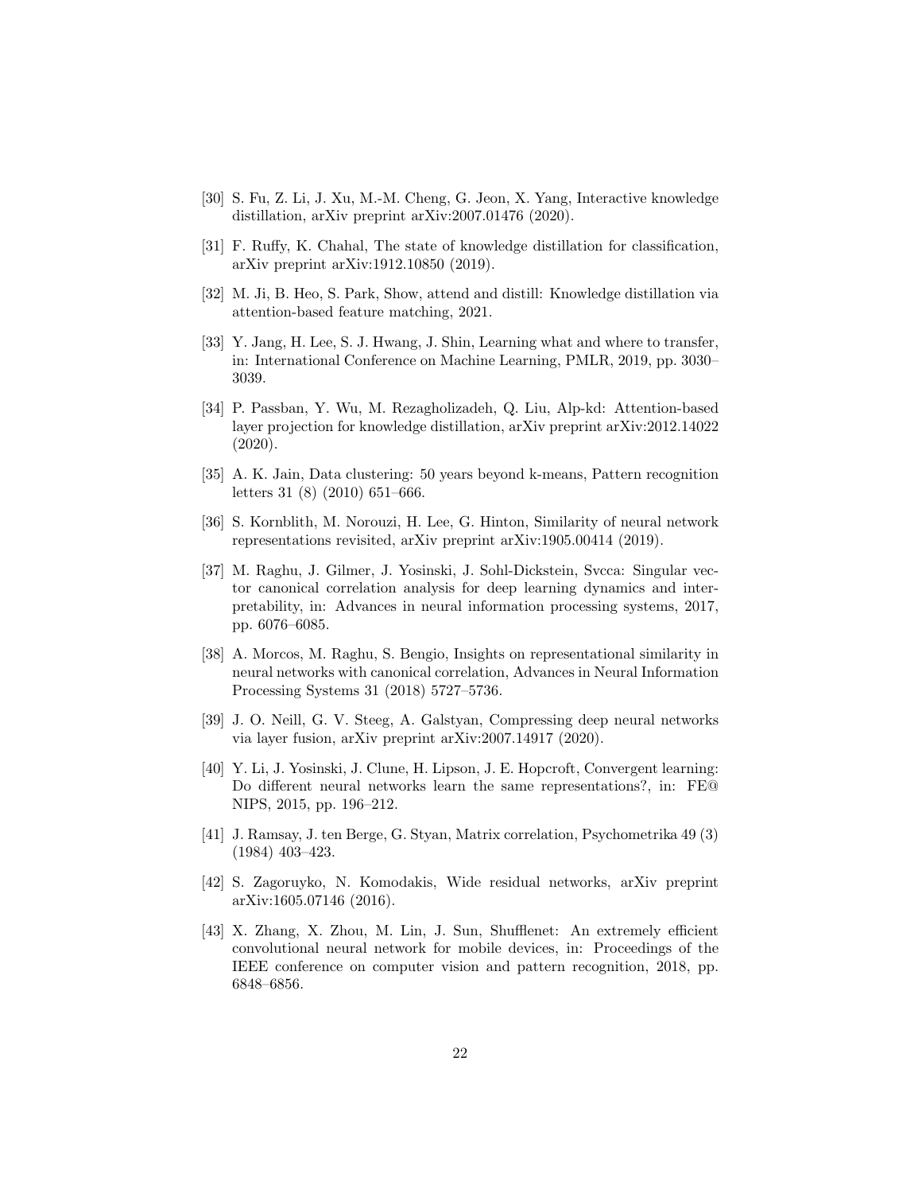[30] S. Fu, Z. Li, J. Xu, M.-M. Cheng, G. Jeon, X. Yang, Interactive knowledge distillation, arXiv preprint arXiv:2007.01476 (2020).

[31] F. Ruffy, K. Chahal, The state of knowledge distillation for classification, arXiv preprint arXiv:1912.10850 (2019).

[32] M. Ji, B. Heo, S. Park, Show, attend and distill: Knowledge distillation via attention-based feature matching, 2021.

[33] Y. Jang, H. Lee, S. J. Hwang, J. Shin, Learning what and where to transfer, in: International Conference on Machine Learning, PMLR, 2019, pp. 3030–3039.

[34] P. Passban, Y. Wu, M. Rezagholizadeh, Q. Liu, Alp-kd: Attention-based layer projection for knowledge distillation, arXiv preprint arXiv:2012.14022 (2020).

[35] A. K. Jain, Data clustering: 50 years beyond k-means, Pattern recognition letters 31 (8) (2010) 651–666.

[36] S. Kornblith, M. Norouzi, H. Lee, G. Hinton, Similarity of neural network representations revisited, arXiv preprint arXiv:1905.00414 (2019).

[37] M. Raghu, J. Gilmer, J. Yosinski, J. Sohl-Dickstein, Svcca: Singular vector canonical correlation analysis for deep learning dynamics and interpretability, in: Advances in neural information processing systems, 2017, pp. 6076–6085.

[38] A. Morcos, M. Raghu, S. Bengio, Insights on representational similarity in neural networks with canonical correlation, Advances in Neural Information Processing Systems 31 (2018) 5727–5736.

[39] J. O. Neill, G. V. Steeg, A. Galstyan, Compressing deep neural networks via layer fusion, arXiv preprint arXiv:2007.14917 (2020).

[40] Y. Li, J. Yosinski, J. Clune, H. Lipson, J. E. Hopcroft, Convergent learning: Do different neural networks learn the same representations?, in: FE@ NIPS, 2015, pp. 196–212.

[41] J. Ramsay, J. ten Berge, G. Styan, Matrix correlation, Psychometrika 49 (3) (1984) 403–423.

[42] S. Zagoruyko, N. Komodakis, Wide residual networks, arXiv preprint arXiv:1605.07146 (2016).

[43] X. Zhang, X. Zhou, M. Lin, J. Sun, Shufflenet: An extremely efficient convolutional neural network for mobile devices, in: Proceedings of the IEEE conference on computer vision and pattern recognition, 2018, pp. 6848–6856.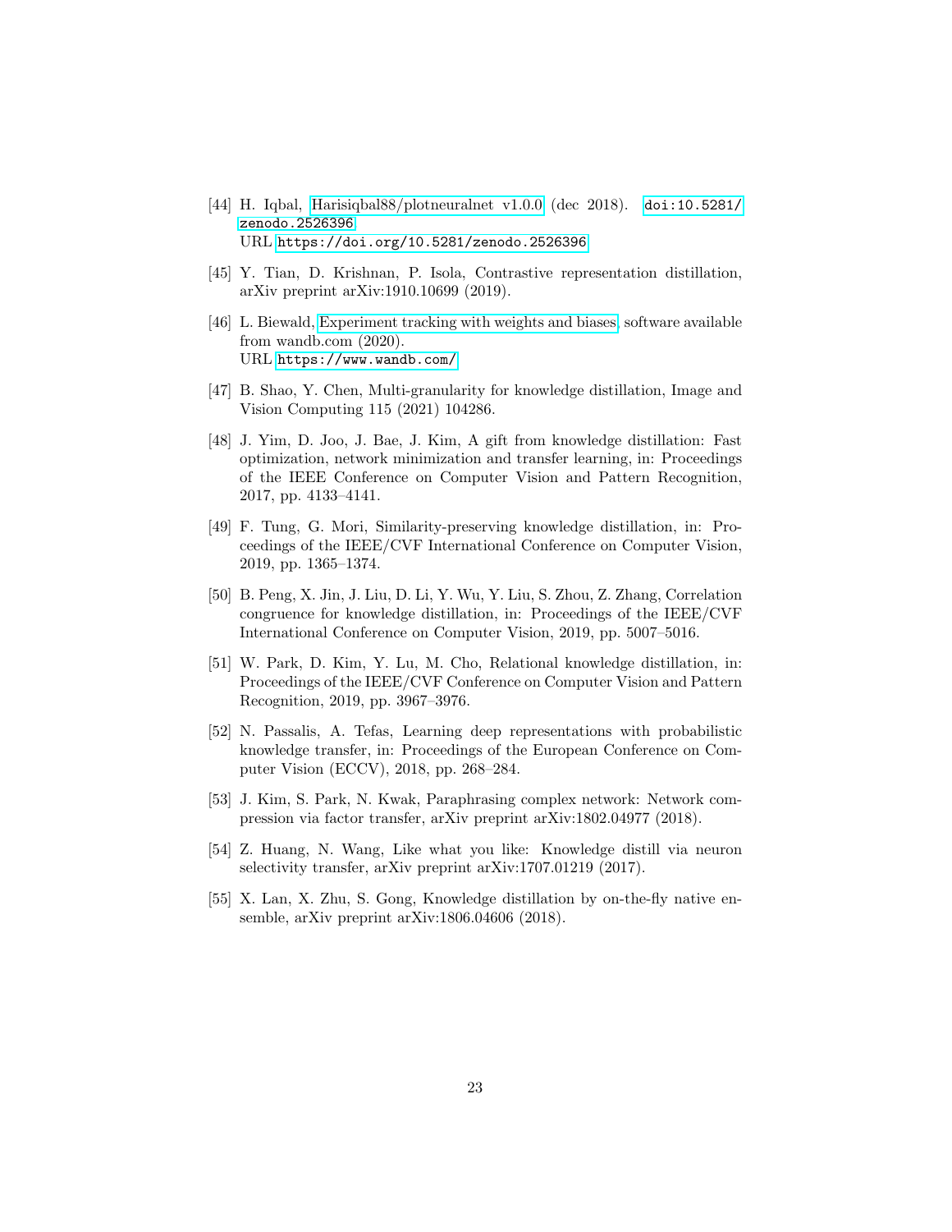[44] H. Iqbal, Harisiqbal88/plotneuralnet v1.0.0 (dec 2018). doi:10.5281/zenodo.2526396
URL https://doi.org/10.5281/zenodo.2526396

[45] Y. Tian, D. Krishnan, P. Isola, Contrastive representation distillation, arXiv preprint arXiv:1910.10699 (2019).

[46] L. Biewald, Experiment tracking with weights and biases, software available from wandb.com (2020).
URL https://www.wandb.com/

[47] B. Shao, Y. Chen, Multi-granularity for knowledge distillation, Image and Vision Computing 115 (2021) 104286.

[48] J. Yim, D. Joo, J. Bae, J. Kim, A gift from knowledge distillation: Fast optimization, network minimization and transfer learning, in: Proceedings of the IEEE Conference on Computer Vision and Pattern Recognition, 2017, pp. 4133–4141.

[49] F. Tung, G. Mori, Similarity-preserving knowledge distillation, in: Proceedings of the IEEE/CVF International Conference on Computer Vision, 2019, pp. 1365–1374.

[50] B. Peng, X. Jin, J. Liu, D. Li, Y. Wu, Y. Liu, S. Zhou, Z. Zhang, Correlation congruence for knowledge distillation, in: Proceedings of the IEEE/CVF International Conference on Computer Vision, 2019, pp. 5007–5016.

[51] W. Park, D. Kim, Y. Lu, M. Cho, Relational knowledge distillation, in: Proceedings of the IEEE/CVF Conference on Computer Vision and Pattern Recognition, 2019, pp. 3967–3976.

[52] N. Passalis, A. Tefas, Learning deep representations with probabilistic knowledge transfer, in: Proceedings of the European Conference on Computer Vision (ECCV), 2018, pp. 268–284.

[53] J. Kim, S. Park, N. Kwak, Paraphrasing complex network: Network compression via factor transfer, arXiv preprint arXiv:1802.04977 (2018).

[54] Z. Huang, N. Wang, Like what you like: Knowledge distill via neuron selectivity transfer, arXiv preprint arXiv:1707.01219 (2017).

[55] X. Lan, X. Zhu, S. Gong, Knowledge distillation by on-the-fly native ensemble, arXiv preprint arXiv:1806.04606 (2018).